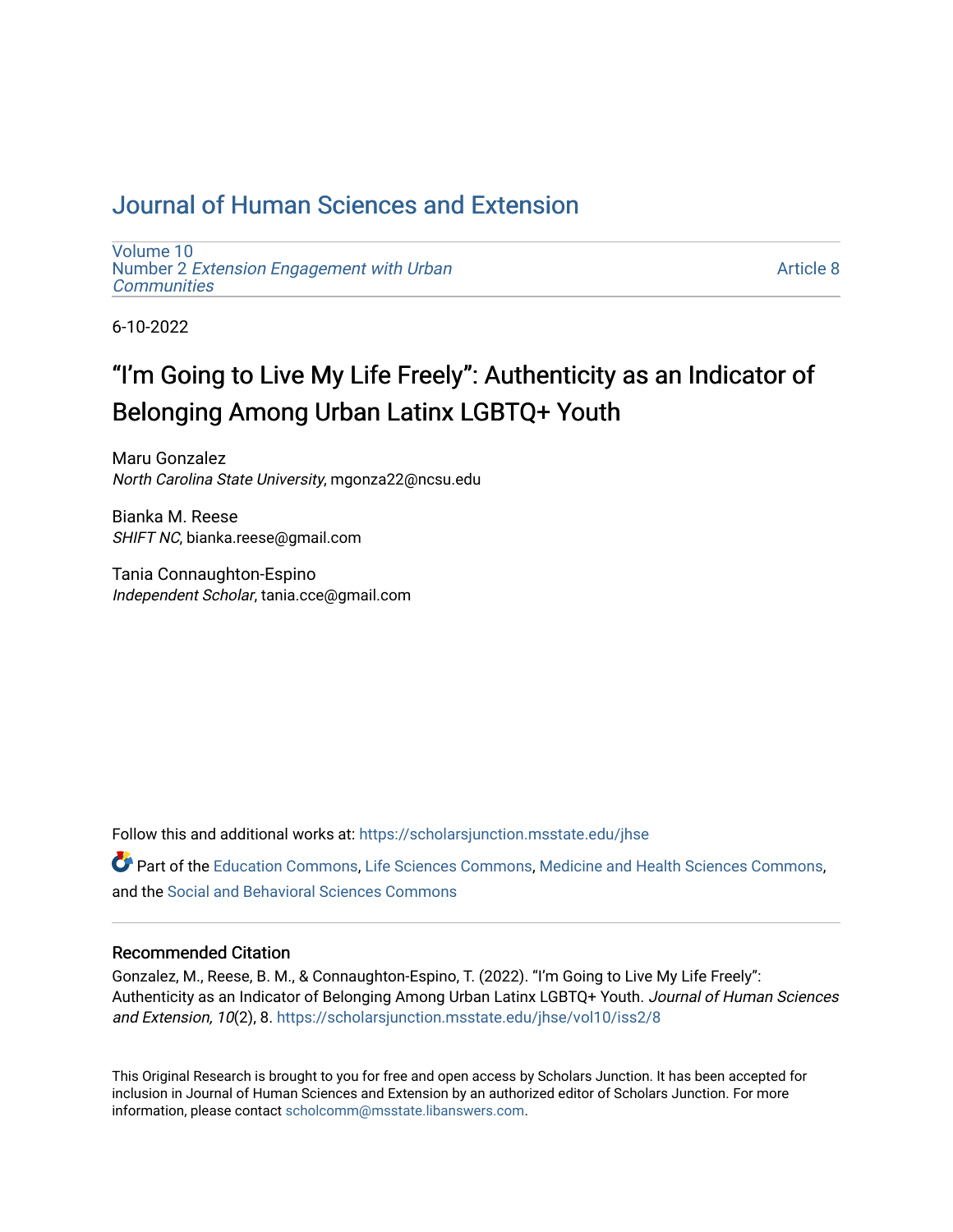# Journal of Human Sciences and Extension

Volume 10
Number 2 *Extension Engagement with Urban Communities*

Article 8

6-10-2022

## "I'm Going to Live My Life Freely": Authenticity as an Indicator of Belonging Among Urban Latinx LGBTQ+ Youth

Maru Gonzalez
*North Carolina State University*, mgonza22@ncsu.edu

Bianka M. Reese
*SHIFT NC*, bianka.reese@gmail.com

Tania Connaughton-Espino
*Independent Scholar*, tania.cce@gmail.com

Follow this and additional works at: https://scholarsjunction.msstate.edu/jhse

Part of the Education Commons, Life Sciences Commons, Medicine and Health Sciences Commons, and the Social and Behavioral Sciences Commons

### Recommended Citation

Gonzalez, M., Reese, B. M., & Connaughton-Espino, T. (2022). "I'm Going to Live My Life Freely": Authenticity as an Indicator of Belonging Among Urban Latinx LGBTQ+ Youth. *Journal of Human Sciences and Extension, 10*(2), 8. https://scholarsjunction.msstate.edu/jhse/vol10/iss2/8

This Original Research is brought to you for free and open access by Scholars Junction. It has been accepted for inclusion in Journal of Human Sciences and Extension by an authorized editor of Scholars Junction. For more information, please contact scholcomm@msstate.libanswers.com.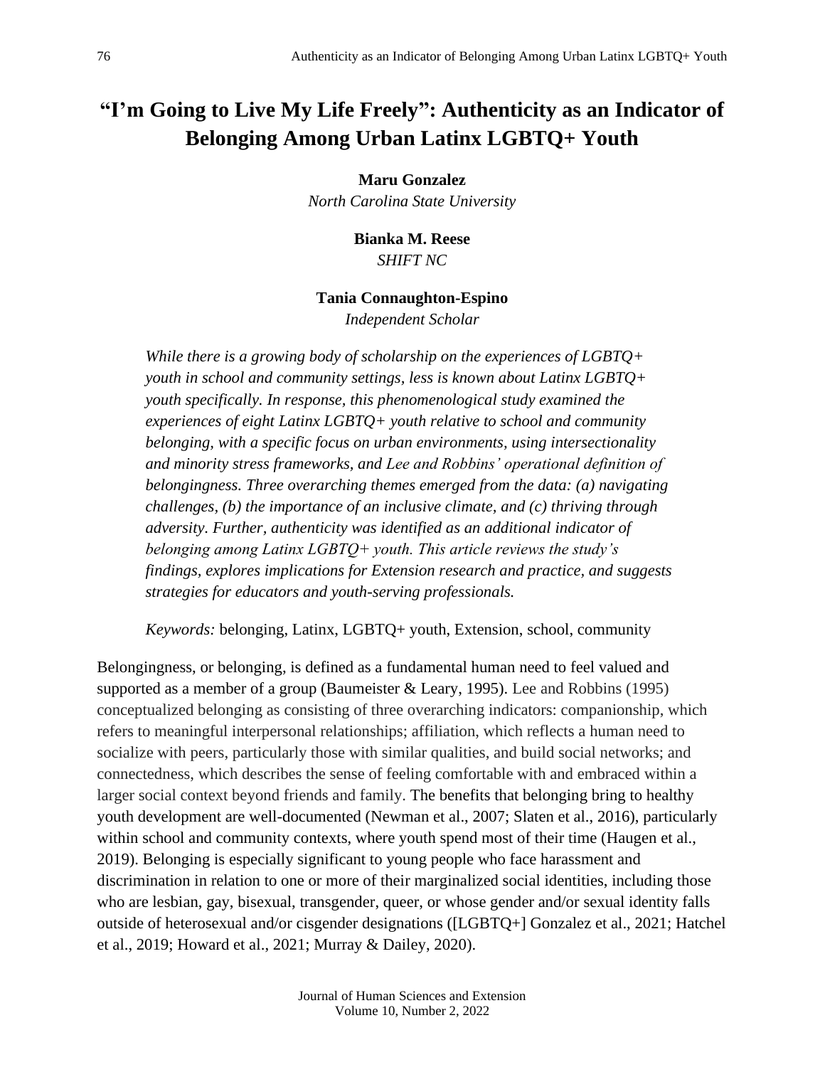# "I'm Going to Live My Life Freely": Authenticity as an Indicator of Belonging Among Urban Latinx LGBTQ+ Youth

**Maru Gonzalez**
*North Carolina State University*

**Bianka M. Reese**
*SHIFT NC*

**Tania Connaughton-Espino**
*Independent Scholar*

*While there is a growing body of scholarship on the experiences of LGBTQ+ youth in school and community settings, less is known about Latinx LGBTQ+ youth specifically. In response, this phenomenological study examined the experiences of eight Latinx LGBTQ+ youth relative to school and community belonging, with a specific focus on urban environments, using intersectionality and minority stress frameworks, and Lee and Robbins' operational definition of belongingness. Three overarching themes emerged from the data: (a) navigating challenges, (b) the importance of an inclusive climate, and (c) thriving through adversity. Further, authenticity was identified as an additional indicator of belonging among Latinx LGBTQ+ youth. This article reviews the study's findings, explores implications for Extension research and practice, and suggests strategies for educators and youth-serving professionals.*

*Keywords:* belonging, Latinx, LGBTQ+ youth, Extension, school, community

Belongingness, or belonging, is defined as a fundamental human need to feel valued and supported as a member of a group (Baumeister & Leary, 1995). Lee and Robbins (1995) conceptualized belonging as consisting of three overarching indicators: companionship, which refers to meaningful interpersonal relationships; affiliation, which reflects a human need to socialize with peers, particularly those with similar qualities, and build social networks; and connectedness, which describes the sense of feeling comfortable with and embraced within a larger social context beyond friends and family. The benefits that belonging bring to healthy youth development are well-documented (Newman et al., 2007; Slaten et al., 2016), particularly within school and community contexts, where youth spend most of their time (Haugen et al., 2019). Belonging is especially significant to young people who face harassment and discrimination in relation to one or more of their marginalized social identities, including those who are lesbian, gay, bisexual, transgender, queer, or whose gender and/or sexual identity falls outside of heterosexual and/or cisgender designations ([LGBTQ+] Gonzalez et al., 2021; Hatchel et al., 2019; Howard et al., 2021; Murray & Dailey, 2020).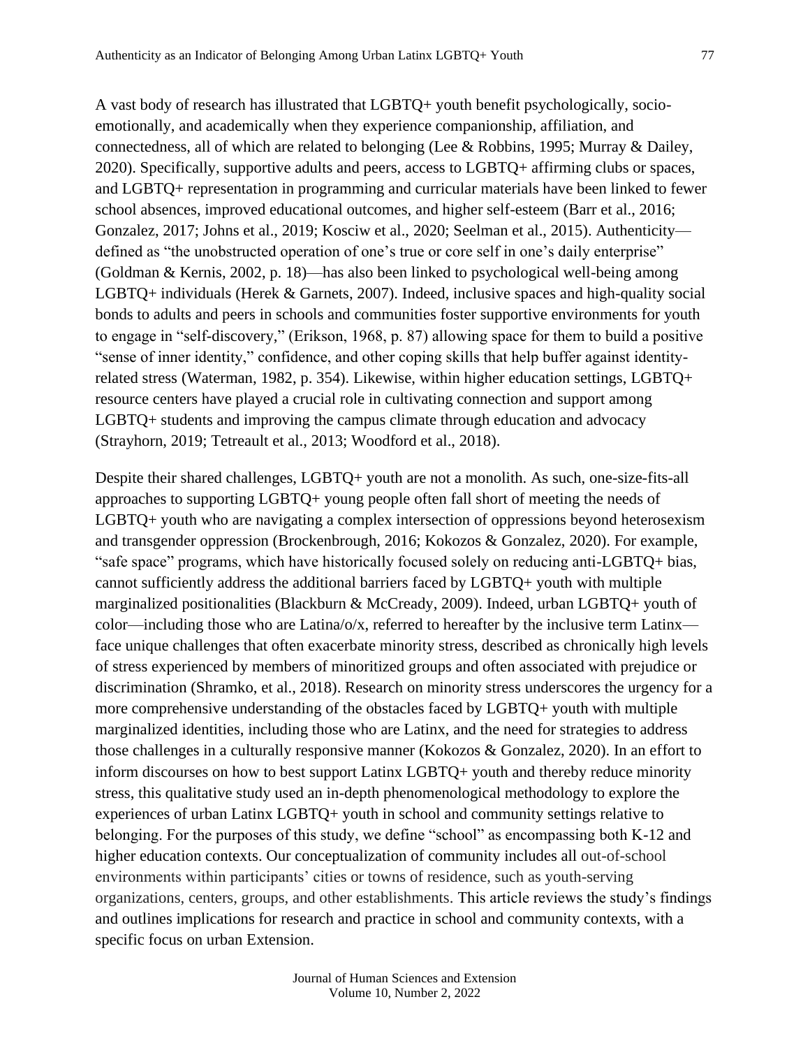A vast body of research has illustrated that LGBTQ+ youth benefit psychologically, socio-emotionally, and academically when they experience companionship, affiliation, and connectedness, all of which are related to belonging (Lee & Robbins, 1995; Murray & Dailey, 2020). Specifically, supportive adults and peers, access to LGBTQ+ affirming clubs or spaces, and LGBTQ+ representation in programming and curricular materials have been linked to fewer school absences, improved educational outcomes, and higher self-esteem (Barr et al., 2016; Gonzalez, 2017; Johns et al., 2019; Kosciw et al., 2020; Seelman et al., 2015). Authenticity—defined as "the unobstructed operation of one's true or core self in one's daily enterprise" (Goldman & Kernis, 2002, p. 18)—has also been linked to psychological well-being among LGBTQ+ individuals (Herek & Garnets, 2007). Indeed, inclusive spaces and high-quality social bonds to adults and peers in schools and communities foster supportive environments for youth to engage in "self-discovery," (Erikson, 1968, p. 87) allowing space for them to build a positive "sense of inner identity," confidence, and other coping skills that help buffer against identity-related stress (Waterman, 1982, p. 354). Likewise, within higher education settings, LGBTQ+ resource centers have played a crucial role in cultivating connection and support among LGBTQ+ students and improving the campus climate through education and advocacy (Strayhorn, 2019; Tetreault et al., 2013; Woodford et al., 2018).

Despite their shared challenges, LGBTQ+ youth are not a monolith. As such, one-size-fits-all approaches to supporting LGBTQ+ young people often fall short of meeting the needs of LGBTQ+ youth who are navigating a complex intersection of oppressions beyond heterosexism and transgender oppression (Brockenbrough, 2016; Kokozos & Gonzalez, 2020). For example, "safe space" programs, which have historically focused solely on reducing anti-LGBTQ+ bias, cannot sufficiently address the additional barriers faced by LGBTQ+ youth with multiple marginalized positionalities (Blackburn & McCready, 2009). Indeed, urban LGBTQ+ youth of color—including those who are Latina/o/x, referred to hereafter by the inclusive term Latinx—face unique challenges that often exacerbate minority stress, described as chronically high levels of stress experienced by members of minoritized groups and often associated with prejudice or discrimination (Shramko, et al., 2018). Research on minority stress underscores the urgency for a more comprehensive understanding of the obstacles faced by LGBTQ+ youth with multiple marginalized identities, including those who are Latinx, and the need for strategies to address those challenges in a culturally responsive manner (Kokozos & Gonzalez, 2020). In an effort to inform discourses on how to best support Latinx LGBTQ+ youth and thereby reduce minority stress, this qualitative study used an in-depth phenomenological methodology to explore the experiences of urban Latinx LGBTQ+ youth in school and community settings relative to belonging. For the purposes of this study, we define "school" as encompassing both K-12 and higher education contexts. Our conceptualization of community includes all out-of-school environments within participants' cities or towns of residence, such as youth-serving organizations, centers, groups, and other establishments. This article reviews the study's findings and outlines implications for research and practice in school and community contexts, with a specific focus on urban Extension.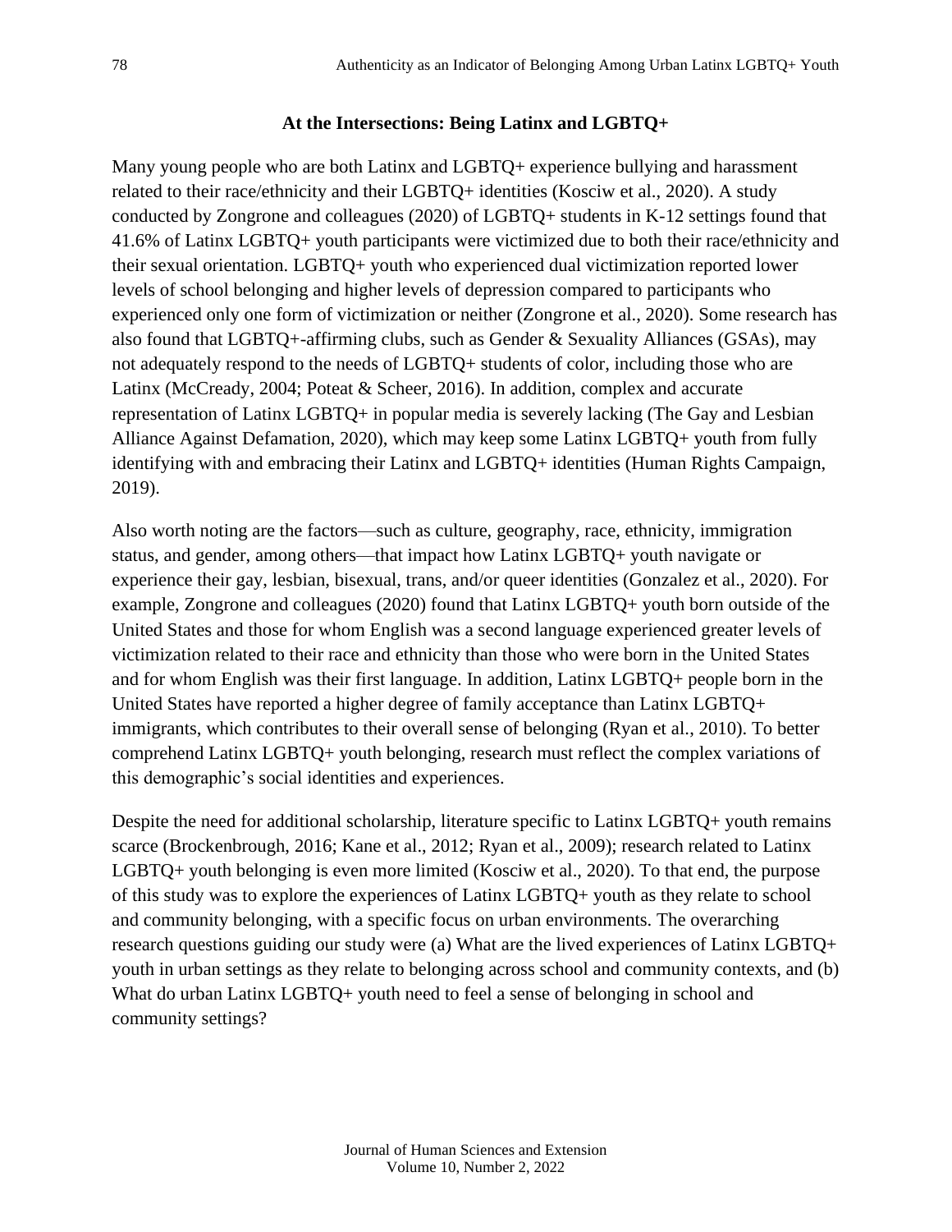## At the Intersections: Being Latinx and LGBTQ+

Many young people who are both Latinx and LGBTQ+ experience bullying and harassment related to their race/ethnicity and their LGBTQ+ identities (Kosciw et al., 2020). A study conducted by Zongrone and colleagues (2020) of LGBTQ+ students in K-12 settings found that 41.6% of Latinx LGBTQ+ youth participants were victimized due to both their race/ethnicity and their sexual orientation. LGBTQ+ youth who experienced dual victimization reported lower levels of school belonging and higher levels of depression compared to participants who experienced only one form of victimization or neither (Zongrone et al., 2020). Some research has also found that LGBTQ+-affirming clubs, such as Gender & Sexuality Alliances (GSAs), may not adequately respond to the needs of LGBTQ+ students of color, including those who are Latinx (McCready, 2004; Poteat & Scheer, 2016). In addition, complex and accurate representation of Latinx LGBTQ+ in popular media is severely lacking (The Gay and Lesbian Alliance Against Defamation, 2020), which may keep some Latinx LGBTQ+ youth from fully identifying with and embracing their Latinx and LGBTQ+ identities (Human Rights Campaign, 2019).

Also worth noting are the factors—such as culture, geography, race, ethnicity, immigration status, and gender, among others—that impact how Latinx LGBTQ+ youth navigate or experience their gay, lesbian, bisexual, trans, and/or queer identities (Gonzalez et al., 2020). For example, Zongrone and colleagues (2020) found that Latinx LGBTQ+ youth born outside of the United States and those for whom English was a second language experienced greater levels of victimization related to their race and ethnicity than those who were born in the United States and for whom English was their first language. In addition, Latinx LGBTQ+ people born in the United States have reported a higher degree of family acceptance than Latinx LGBTQ+ immigrants, which contributes to their overall sense of belonging (Ryan et al., 2010). To better comprehend Latinx LGBTQ+ youth belonging, research must reflect the complex variations of this demographic's social identities and experiences.

Despite the need for additional scholarship, literature specific to Latinx LGBTQ+ youth remains scarce (Brockenbrough, 2016; Kane et al., 2012; Ryan et al., 2009); research related to Latinx LGBTQ+ youth belonging is even more limited (Kosciw et al., 2020). To that end, the purpose of this study was to explore the experiences of Latinx LGBTQ+ youth as they relate to school and community belonging, with a specific focus on urban environments. The overarching research questions guiding our study were (a) What are the lived experiences of Latinx LGBTQ+ youth in urban settings as they relate to belonging across school and community contexts, and (b) What do urban Latinx LGBTQ+ youth need to feel a sense of belonging in school and community settings?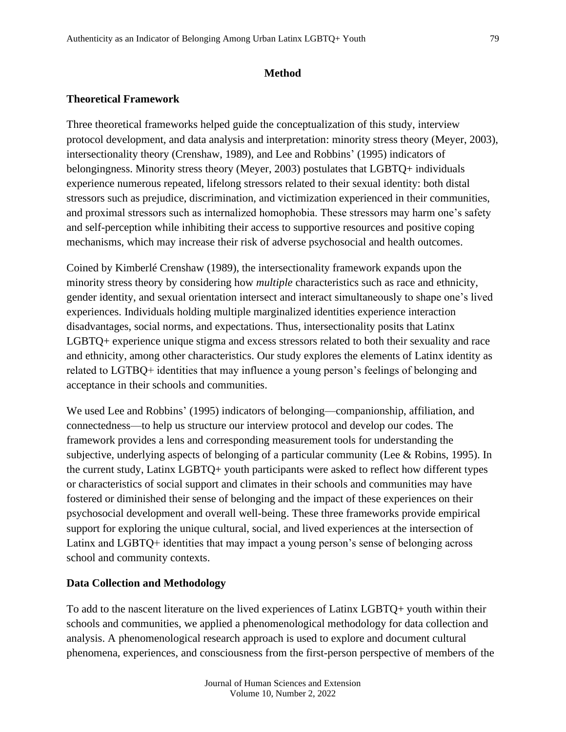## Method

### Theoretical Framework

Three theoretical frameworks helped guide the conceptualization of this study, interview protocol development, and data analysis and interpretation: minority stress theory (Meyer, 2003), intersectionality theory (Crenshaw, 1989), and Lee and Robbins' (1995) indicators of belongingness. Minority stress theory (Meyer, 2003) postulates that LGBTQ+ individuals experience numerous repeated, lifelong stressors related to their sexual identity: both distal stressors such as prejudice, discrimination, and victimization experienced in their communities, and proximal stressors such as internalized homophobia. These stressors may harm one's safety and self-perception while inhibiting their access to supportive resources and positive coping mechanisms, which may increase their risk of adverse psychosocial and health outcomes.

Coined by Kimberlé Crenshaw (1989), the intersectionality framework expands upon the minority stress theory by considering how *multiple* characteristics such as race and ethnicity, gender identity, and sexual orientation intersect and interact simultaneously to shape one's lived experiences. Individuals holding multiple marginalized identities experience interaction disadvantages, social norms, and expectations. Thus, intersectionality posits that Latinx LGBTQ+ experience unique stigma and excess stressors related to both their sexuality and race and ethnicity, among other characteristics. Our study explores the elements of Latinx identity as related to LGTBQ+ identities that may influence a young person's feelings of belonging and acceptance in their schools and communities.

We used Lee and Robbins' (1995) indicators of belonging—companionship, affiliation, and connectedness—to help us structure our interview protocol and develop our codes. The framework provides a lens and corresponding measurement tools for understanding the subjective, underlying aspects of belonging of a particular community (Lee & Robins, 1995). In the current study, Latinx LGBTQ+ youth participants were asked to reflect how different types or characteristics of social support and climates in their schools and communities may have fostered or diminished their sense of belonging and the impact of these experiences on their psychosocial development and overall well-being. These three frameworks provide empirical support for exploring the unique cultural, social, and lived experiences at the intersection of Latinx and LGBTQ+ identities that may impact a young person's sense of belonging across school and community contexts.

### Data Collection and Methodology

To add to the nascent literature on the lived experiences of Latinx LGBTQ+ youth within their schools and communities, we applied a phenomenological methodology for data collection and analysis. A phenomenological research approach is used to explore and document cultural phenomena, experiences, and consciousness from the first-person perspective of members of the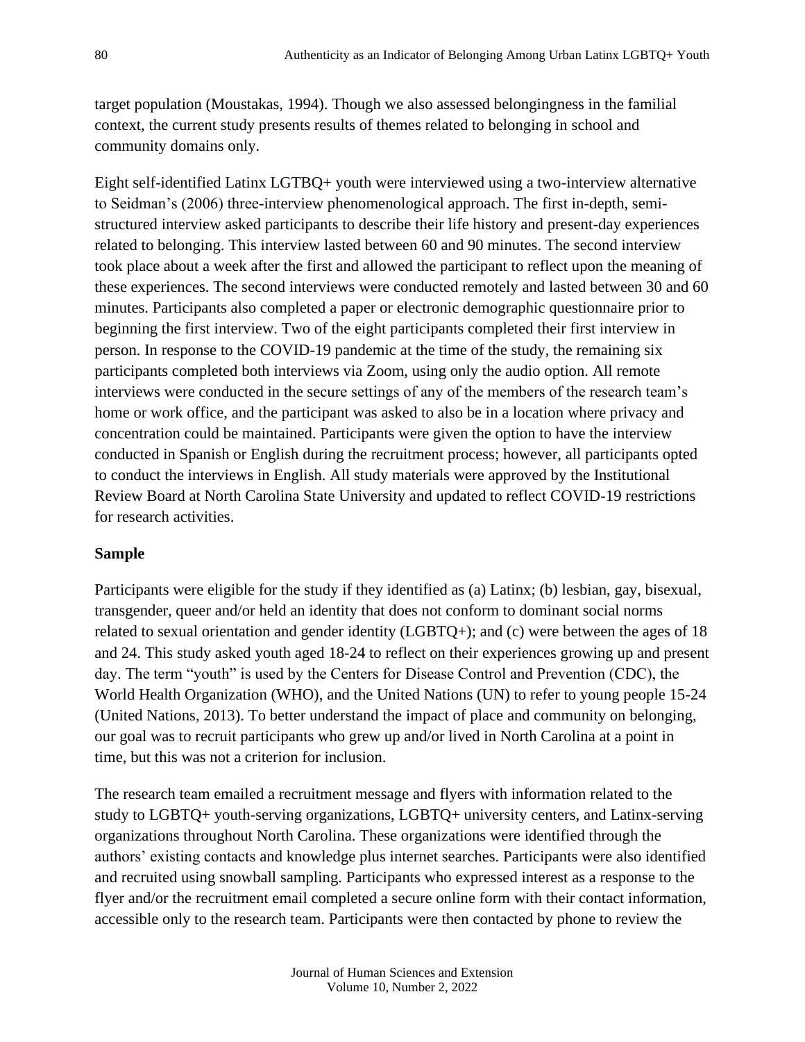target population (Moustakas, 1994). Though we also assessed belongingness in the familial context, the current study presents results of themes related to belonging in school and community domains only.

Eight self-identified Latinx LGTBQ+ youth were interviewed using a two-interview alternative to Seidman's (2006) three-interview phenomenological approach. The first in-depth, semi-structured interview asked participants to describe their life history and present-day experiences related to belonging. This interview lasted between 60 and 90 minutes. The second interview took place about a week after the first and allowed the participant to reflect upon the meaning of these experiences. The second interviews were conducted remotely and lasted between 30 and 60 minutes. Participants also completed a paper or electronic demographic questionnaire prior to beginning the first interview. Two of the eight participants completed their first interview in person. In response to the COVID-19 pandemic at the time of the study, the remaining six participants completed both interviews via Zoom, using only the audio option. All remote interviews were conducted in the secure settings of any of the members of the research team's home or work office, and the participant was asked to also be in a location where privacy and concentration could be maintained. Participants were given the option to have the interview conducted in Spanish or English during the recruitment process; however, all participants opted to conduct the interviews in English. All study materials were approved by the Institutional Review Board at North Carolina State University and updated to reflect COVID-19 restrictions for research activities.

## Sample

Participants were eligible for the study if they identified as (a) Latinx; (b) lesbian, gay, bisexual, transgender, queer and/or held an identity that does not conform to dominant social norms related to sexual orientation and gender identity (LGBTQ+); and (c) were between the ages of 18 and 24. This study asked youth aged 18-24 to reflect on their experiences growing up and present day. The term "youth" is used by the Centers for Disease Control and Prevention (CDC), the World Health Organization (WHO), and the United Nations (UN) to refer to young people 15-24 (United Nations, 2013). To better understand the impact of place and community on belonging, our goal was to recruit participants who grew up and/or lived in North Carolina at a point in time, but this was not a criterion for inclusion.

The research team emailed a recruitment message and flyers with information related to the study to LGBTQ+ youth-serving organizations, LGBTQ+ university centers, and Latinx-serving organizations throughout North Carolina. These organizations were identified through the authors' existing contacts and knowledge plus internet searches. Participants were also identified and recruited using snowball sampling. Participants who expressed interest as a response to the flyer and/or the recruitment email completed a secure online form with their contact information, accessible only to the research team. Participants were then contacted by phone to review the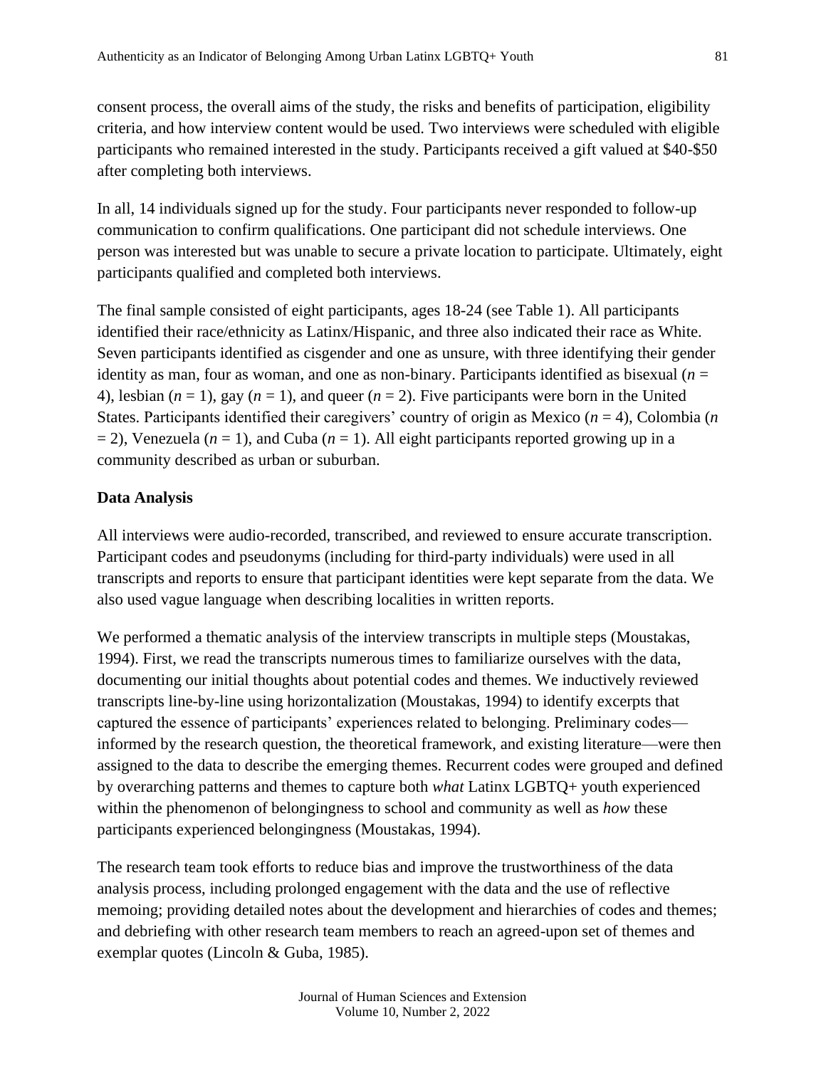consent process, the overall aims of the study, the risks and benefits of participation, eligibility criteria, and how interview content would be used. Two interviews were scheduled with eligible participants who remained interested in the study. Participants received a gift valued at $40-$50 after completing both interviews.

In all, 14 individuals signed up for the study. Four participants never responded to follow-up communication to confirm qualifications. One participant did not schedule interviews. One person was interested but was unable to secure a private location to participate. Ultimately, eight participants qualified and completed both interviews.

The final sample consisted of eight participants, ages 18-24 (see Table 1). All participants identified their race/ethnicity as Latinx/Hispanic, and three also indicated their race as White. Seven participants identified as cisgender and one as unsure, with three identifying their gender identity as man, four as woman, and one as non-binary. Participants identified as bisexual ($n$ = 4), lesbian ($n$ = 1), gay ($n$ = 1), and queer ($n$ = 2). Five participants were born in the United States. Participants identified their caregivers' country of origin as Mexico ($n$ = 4), Colombia ($n$ = 2), Venezuela ($n$ = 1), and Cuba ($n$ = 1). All eight participants reported growing up in a community described as urban or suburban.

## Data Analysis

All interviews were audio-recorded, transcribed, and reviewed to ensure accurate transcription. Participant codes and pseudonyms (including for third-party individuals) were used in all transcripts and reports to ensure that participant identities were kept separate from the data. We also used vague language when describing localities in written reports.

We performed a thematic analysis of the interview transcripts in multiple steps (Moustakas, 1994). First, we read the transcripts numerous times to familiarize ourselves with the data, documenting our initial thoughts about potential codes and themes. We inductively reviewed transcripts line-by-line using horizontalization (Moustakas, 1994) to identify excerpts that captured the essence of participants' experiences related to belonging. Preliminary codes—informed by the research question, the theoretical framework, and existing literature—were then assigned to the data to describe the emerging themes. Recurrent codes were grouped and defined by overarching patterns and themes to capture both *what* Latinx LGBTQ+ youth experienced within the phenomenon of belongingness to school and community as well as *how* these participants experienced belongingness (Moustakas, 1994).

The research team took efforts to reduce bias and improve the trustworthiness of the data analysis process, including prolonged engagement with the data and the use of reflective memoing; providing detailed notes about the development and hierarchies of codes and themes; and debriefing with other research team members to reach an agreed-upon set of themes and exemplar quotes (Lincoln & Guba, 1985).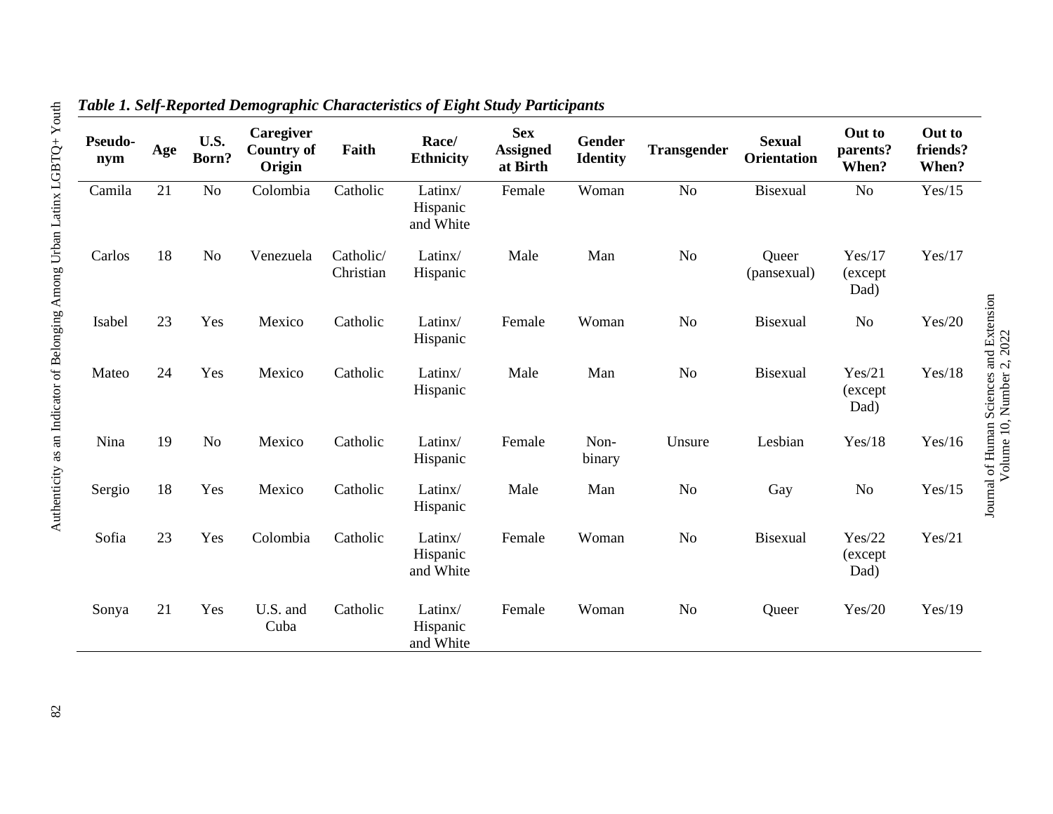*Table 1. Self-Reported Demographic Characteristics of Eight Study Participants*

| Pseudo-nym | Age | U.S. Born? | Caregiver Country of Origin | Faith | Race/ Ethnicity | Sex Assigned at Birth | Gender Identity | Transgender | Sexual Orientation | Out to parents? When? | Out to friends? When? |
|---|---|---|---|---|---|---|---|---|---|---|---|
| Camila | 21 | No | Colombia | Catholic | Latinx/ Hispanic and White | Female | Woman | No | Bisexual | No | Yes/15 |
| Carlos | 18 | No | Venezuela | Catholic/ Christian | Latinx/ Hispanic | Male | Man | No | Queer (pansexual) | Yes/17 (except Dad) | Yes/17 |
| Isabel | 23 | Yes | Mexico | Catholic | Latinx/ Hispanic | Female | Woman | No | Bisexual | No | Yes/20 |
| Mateo | 24 | Yes | Mexico | Catholic | Latinx/ Hispanic | Male | Man | No | Bisexual | Yes/21 (except Dad) | Yes/18 |
| Nina | 19 | No | Mexico | Catholic | Latinx/ Hispanic | Female | Non-binary | Unsure | Lesbian | Yes/18 | Yes/16 |
| Sergio | 18 | Yes | Mexico | Catholic | Latinx/ Hispanic | Male | Man | No | Gay | No | Yes/15 |
| Sofia | 23 | Yes | Colombia | Catholic | Latinx/ Hispanic and White | Female | Woman | No | Bisexual | Yes/22 (except Dad) | Yes/21 |
| Sonya | 21 | Yes | U.S. and Cuba | Catholic | Latinx/ Hispanic and White | Female | Woman | No | Queer | Yes/20 | Yes/19 |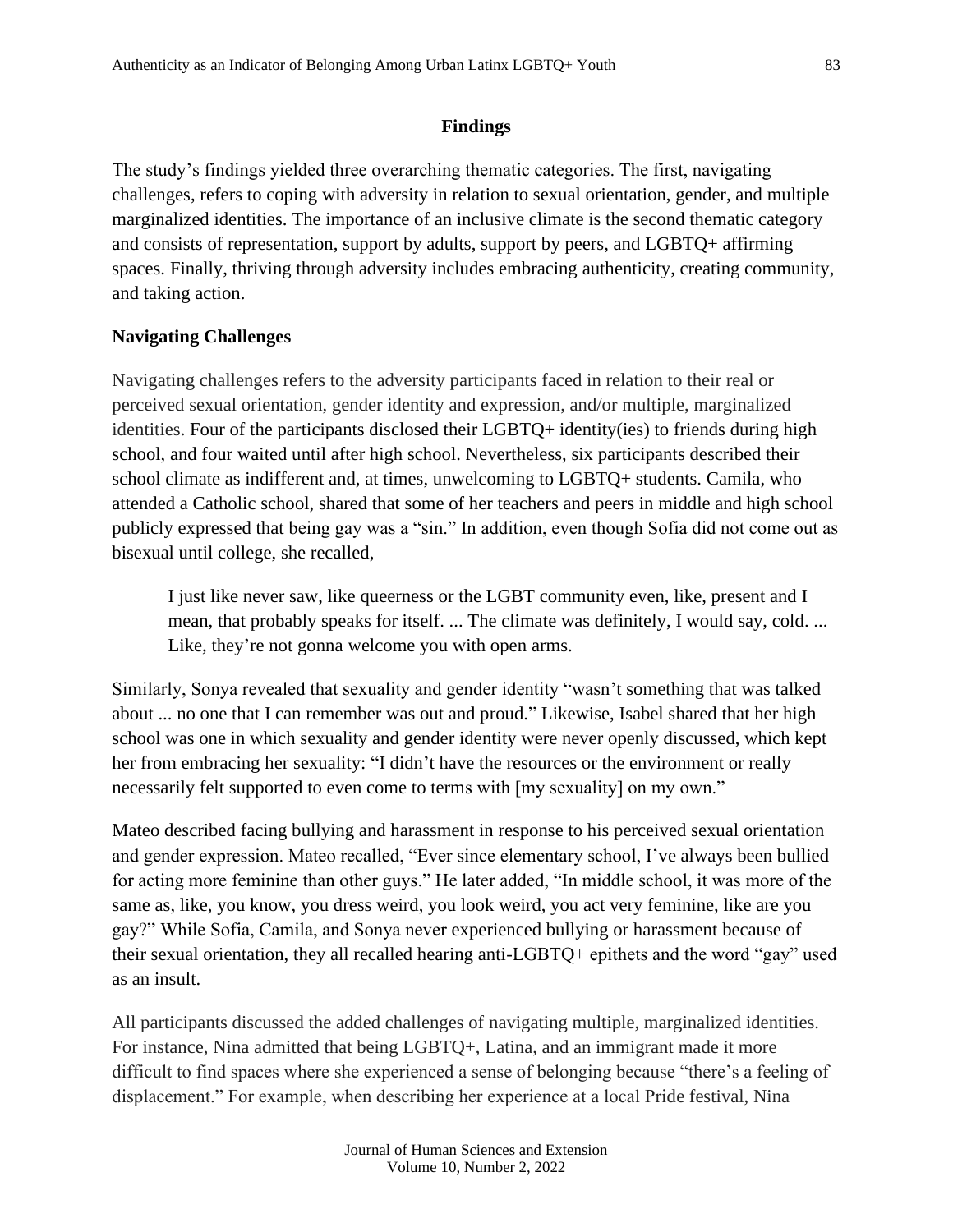## Findings

The study's findings yielded three overarching thematic categories. The first, navigating challenges, refers to coping with adversity in relation to sexual orientation, gender, and multiple marginalized identities. The importance of an inclusive climate is the second thematic category and consists of representation, support by adults, support by peers, and LGBTQ+ affirming spaces. Finally, thriving through adversity includes embracing authenticity, creating community, and taking action.

### Navigating Challenges

Navigating challenges refers to the adversity participants faced in relation to their real or perceived sexual orientation, gender identity and expression, and/or multiple, marginalized identities. Four of the participants disclosed their LGBTQ+ identity(ies) to friends during high school, and four waited until after high school. Nevertheless, six participants described their school climate as indifferent and, at times, unwelcoming to LGBTQ+ students. Camila, who attended a Catholic school, shared that some of her teachers and peers in middle and high school publicly expressed that being gay was a "sin." In addition, even though Sofia did not come out as bisexual until college, she recalled,

> I just like never saw, like queerness or the LGBT community even, like, present and I mean, that probably speaks for itself. ... The climate was definitely, I would say, cold. ... Like, they're not gonna welcome you with open arms.

Similarly, Sonya revealed that sexuality and gender identity "wasn't something that was talked about ... no one that I can remember was out and proud." Likewise, Isabel shared that her high school was one in which sexuality and gender identity were never openly discussed, which kept her from embracing her sexuality: "I didn't have the resources or the environment or really necessarily felt supported to even come to terms with [my sexuality] on my own."

Mateo described facing bullying and harassment in response to his perceived sexual orientation and gender expression. Mateo recalled, "Ever since elementary school, I've always been bullied for acting more feminine than other guys." He later added, "In middle school, it was more of the same as, like, you know, you dress weird, you look weird, you act very feminine, like are you gay?" While Sofia, Camila, and Sonya never experienced bullying or harassment because of their sexual orientation, they all recalled hearing anti-LGBTQ+ epithets and the word "gay" used as an insult.

All participants discussed the added challenges of navigating multiple, marginalized identities. For instance, Nina admitted that being LGBTQ+, Latina, and an immigrant made it more difficult to find spaces where she experienced a sense of belonging because "there's a feeling of displacement." For example, when describing her experience at a local Pride festival, Nina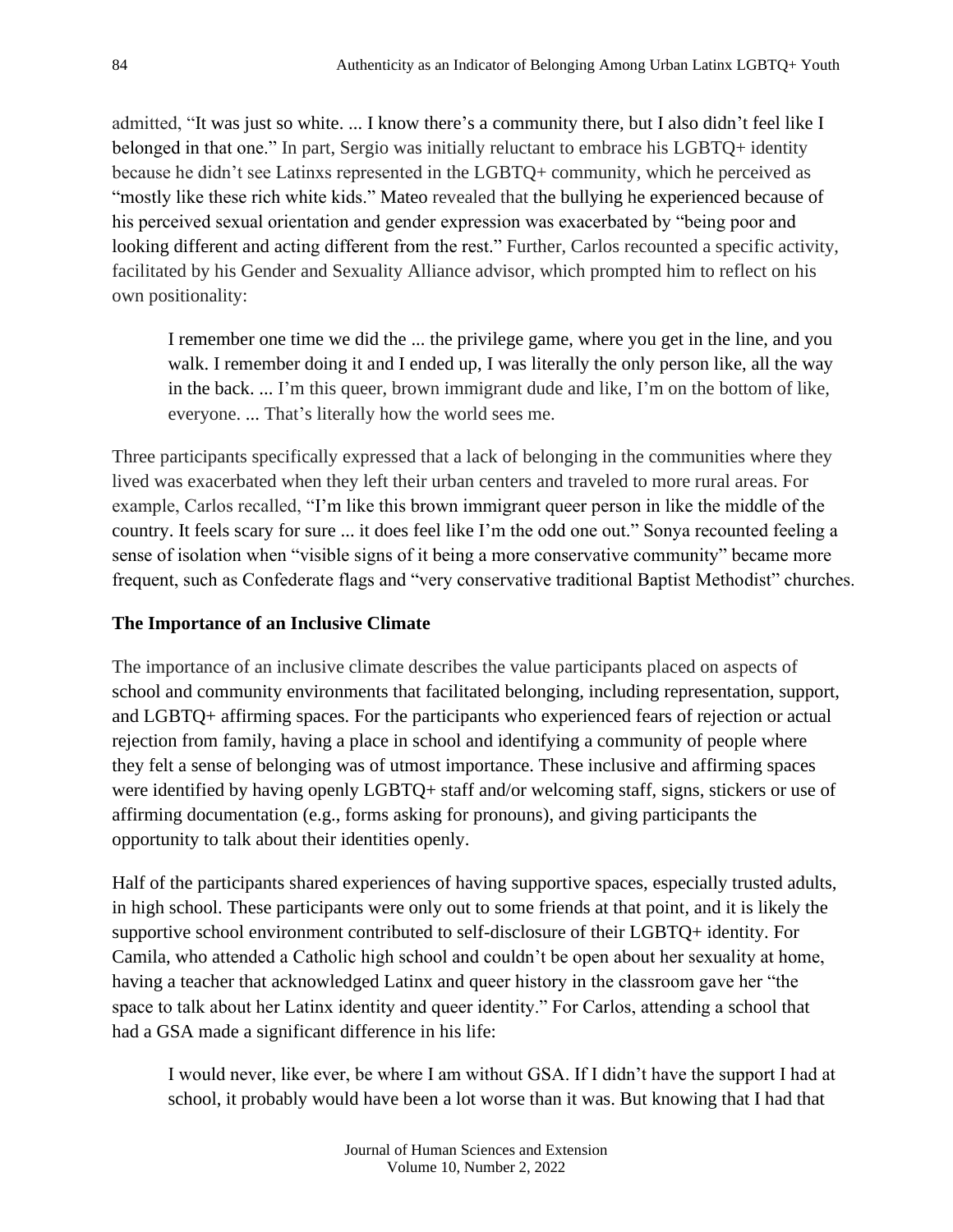admitted, "It was just so white. ... I know there's a community there, but I also didn't feel like I belonged in that one." In part, Sergio was initially reluctant to embrace his LGBTQ+ identity because he didn't see Latinxs represented in the LGBTQ+ community, which he perceived as "mostly like these rich white kids." Mateo revealed that the bullying he experienced because of his perceived sexual orientation and gender expression was exacerbated by "being poor and looking different and acting different from the rest." Further, Carlos recounted a specific activity, facilitated by his Gender and Sexuality Alliance advisor, which prompted him to reflect on his own positionality:

> I remember one time we did the ... the privilege game, where you get in the line, and you walk. I remember doing it and I ended up, I was literally the only person like, all the way in the back. ... I'm this queer, brown immigrant dude and like, I'm on the bottom of like, everyone. ... That's literally how the world sees me.

Three participants specifically expressed that a lack of belonging in the communities where they lived was exacerbated when they left their urban centers and traveled to more rural areas. For example, Carlos recalled, "I'm like this brown immigrant queer person in like the middle of the country. It feels scary for sure ... it does feel like I'm the odd one out." Sonya recounted feeling a sense of isolation when "visible signs of it being a more conservative community" became more frequent, such as Confederate flags and "very conservative traditional Baptist Methodist" churches.

### The Importance of an Inclusive Climate

The importance of an inclusive climate describes the value participants placed on aspects of school and community environments that facilitated belonging, including representation, support, and LGBTQ+ affirming spaces. For the participants who experienced fears of rejection or actual rejection from family, having a place in school and identifying a community of people where they felt a sense of belonging was of utmost importance. These inclusive and affirming spaces were identified by having openly LGBTQ+ staff and/or welcoming staff, signs, stickers or use of affirming documentation (e.g., forms asking for pronouns), and giving participants the opportunity to talk about their identities openly.

Half of the participants shared experiences of having supportive spaces, especially trusted adults, in high school. These participants were only out to some friends at that point, and it is likely the supportive school environment contributed to self-disclosure of their LGBTQ+ identity. For Camila, who attended a Catholic high school and couldn't be open about her sexuality at home, having a teacher that acknowledged Latinx and queer history in the classroom gave her "the space to talk about her Latinx identity and queer identity." For Carlos, attending a school that had a GSA made a significant difference in his life:

> I would never, like ever, be where I am without GSA. If I didn't have the support I had at school, it probably would have been a lot worse than it was. But knowing that I had that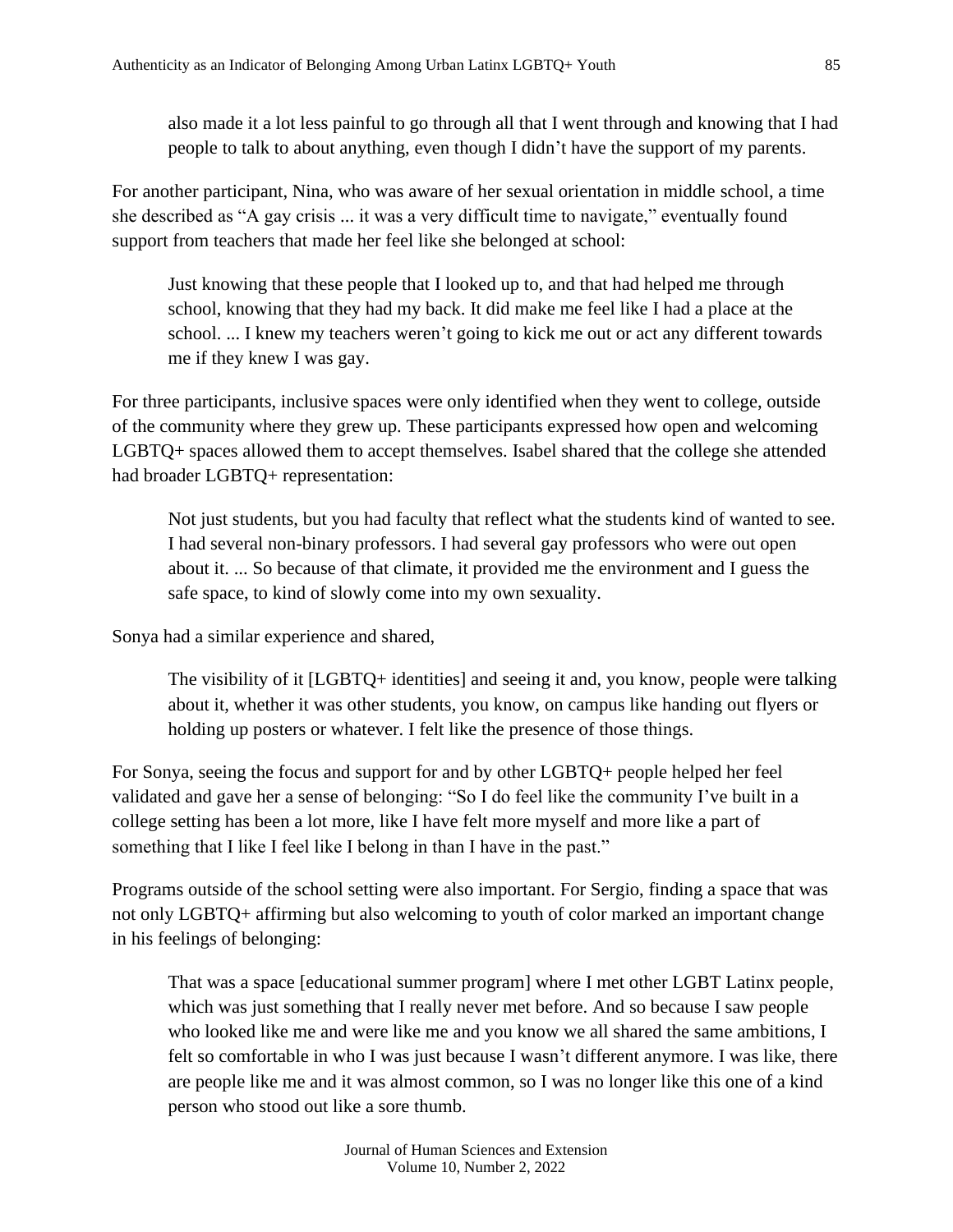> also made it a lot less painful to go through all that I went through and knowing that I had people to talk to about anything, even though I didn't have the support of my parents.

For another participant, Nina, who was aware of her sexual orientation in middle school, a time she described as "A gay crisis ... it was a very difficult time to navigate," eventually found support from teachers that made her feel like she belonged at school:

> Just knowing that these people that I looked up to, and that had helped me through school, knowing that they had my back. It did make me feel like I had a place at the school. ... I knew my teachers weren't going to kick me out or act any different towards me if they knew I was gay.

For three participants, inclusive spaces were only identified when they went to college, outside of the community where they grew up. These participants expressed how open and welcoming LGBTQ+ spaces allowed them to accept themselves. Isabel shared that the college she attended had broader LGBTQ+ representation:

> Not just students, but you had faculty that reflect what the students kind of wanted to see. I had several non-binary professors. I had several gay professors who were out open about it. ... So because of that climate, it provided me the environment and I guess the safe space, to kind of slowly come into my own sexuality.

Sonya had a similar experience and shared,

> The visibility of it [LGBTQ+ identities] and seeing it and, you know, people were talking about it, whether it was other students, you know, on campus like handing out flyers or holding up posters or whatever. I felt like the presence of those things.

For Sonya, seeing the focus and support for and by other LGBTQ+ people helped her feel validated and gave her a sense of belonging: "So I do feel like the community I've built in a college setting has been a lot more, like I have felt more myself and more like a part of something that I like I feel like I belong in than I have in the past."

Programs outside of the school setting were also important. For Sergio, finding a space that was not only LGBTQ+ affirming but also welcoming to youth of color marked an important change in his feelings of belonging:

> That was a space [educational summer program] where I met other LGBT Latinx people, which was just something that I really never met before. And so because I saw people who looked like me and were like me and you know we all shared the same ambitions, I felt so comfortable in who I was just because I wasn't different anymore. I was like, there are people like me and it was almost common, so I was no longer like this one of a kind person who stood out like a sore thumb.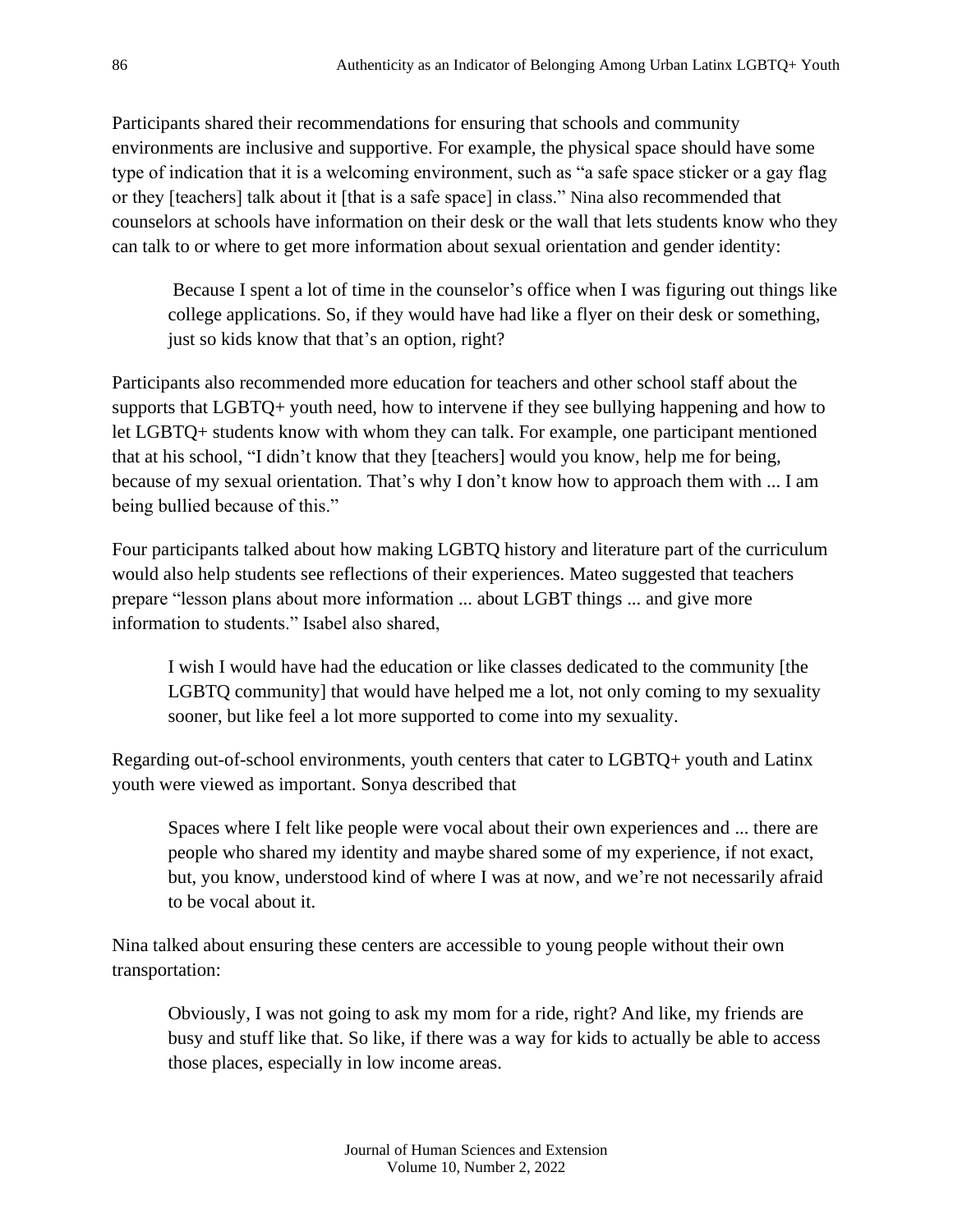Participants shared their recommendations for ensuring that schools and community environments are inclusive and supportive. For example, the physical space should have some type of indication that it is a welcoming environment, such as "a safe space sticker or a gay flag or they [teachers] talk about it [that is a safe space] in class." Nina also recommended that counselors at schools have information on their desk or the wall that lets students know who they can talk to or where to get more information about sexual orientation and gender identity:

> Because I spent a lot of time in the counselor's office when I was figuring out things like college applications. So, if they would have had like a flyer on their desk or something, just so kids know that that's an option, right?

Participants also recommended more education for teachers and other school staff about the supports that LGBTQ+ youth need, how to intervene if they see bullying happening and how to let LGBTQ+ students know with whom they can talk. For example, one participant mentioned that at his school, "I didn't know that they [teachers] would you know, help me for being, because of my sexual orientation. That's why I don't know how to approach them with ... I am being bullied because of this."

Four participants talked about how making LGBTQ history and literature part of the curriculum would also help students see reflections of their experiences. Mateo suggested that teachers prepare "lesson plans about more information ... about LGBT things ... and give more information to students." Isabel also shared,

> I wish I would have had the education or like classes dedicated to the community [the LGBTQ community] that would have helped me a lot, not only coming to my sexuality sooner, but like feel a lot more supported to come into my sexuality.

Regarding out-of-school environments, youth centers that cater to LGBTQ+ youth and Latinx youth were viewed as important. Sonya described that

> Spaces where I felt like people were vocal about their own experiences and ... there are people who shared my identity and maybe shared some of my experience, if not exact, but, you know, understood kind of where I was at now, and we're not necessarily afraid to be vocal about it.

Nina talked about ensuring these centers are accessible to young people without their own transportation:

> Obviously, I was not going to ask my mom for a ride, right? And like, my friends are busy and stuff like that. So like, if there was a way for kids to actually be able to access those places, especially in low income areas.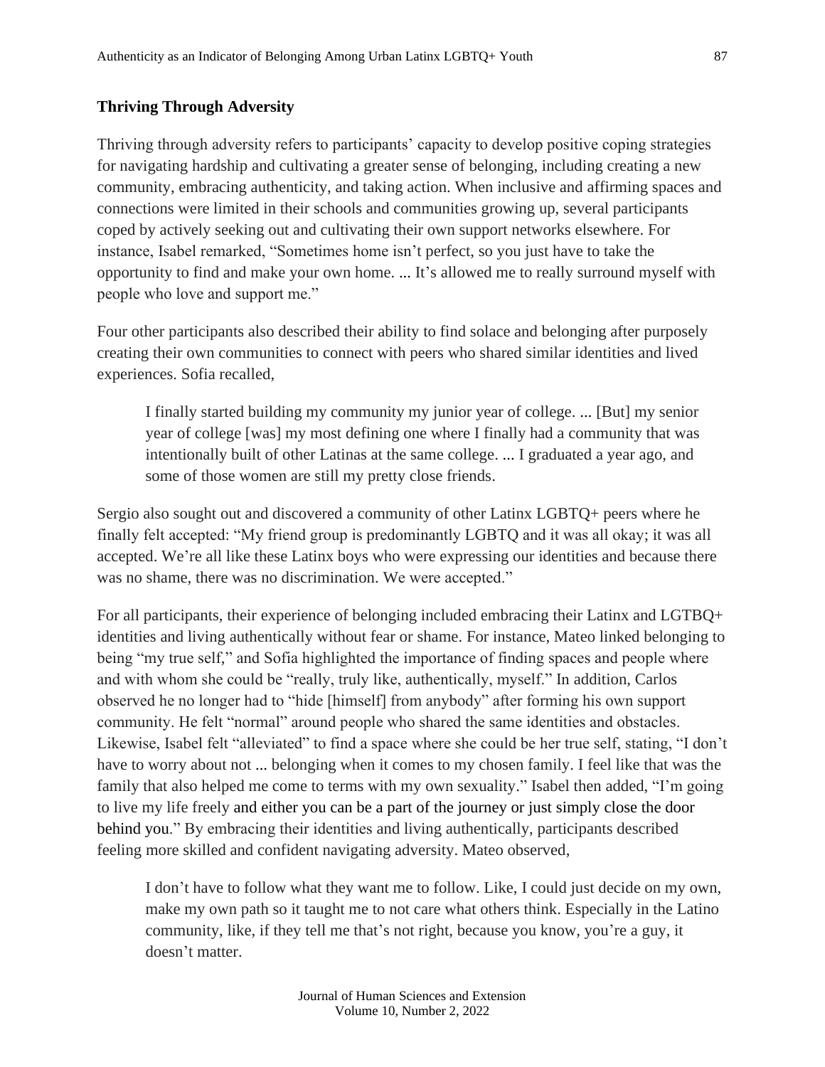### Thriving Through Adversity

Thriving through adversity refers to participants' capacity to develop positive coping strategies for navigating hardship and cultivating a greater sense of belonging, including creating a new community, embracing authenticity, and taking action. When inclusive and affirming spaces and connections were limited in their schools and communities growing up, several participants coped by actively seeking out and cultivating their own support networks elsewhere. For instance, Isabel remarked, "Sometimes home isn't perfect, so you just have to take the opportunity to find and make your own home. ... It's allowed me to really surround myself with people who love and support me."

Four other participants also described their ability to find solace and belonging after purposely creating their own communities to connect with peers who shared similar identities and lived experiences. Sofia recalled,

> I finally started building my community my junior year of college. ... [But] my senior year of college [was] my most defining one where I finally had a community that was intentionally built of other Latinas at the same college. ... I graduated a year ago, and some of those women are still my pretty close friends.

Sergio also sought out and discovered a community of other Latinx LGBTQ+ peers where he finally felt accepted: "My friend group is predominantly LGBTQ and it was all okay; it was all accepted. We're all like these Latinx boys who were expressing our identities and because there was no shame, there was no discrimination. We were accepted."

For all participants, their experience of belonging included embracing their Latinx and LGTBQ+ identities and living authentically without fear or shame. For instance, Mateo linked belonging to being "my true self," and Sofia highlighted the importance of finding spaces and people where and with whom she could be "really, truly like, authentically, myself." In addition, Carlos observed he no longer had to "hide [himself] from anybody" after forming his own support community. He felt "normal" around people who shared the same identities and obstacles. Likewise, Isabel felt "alleviated" to find a space where she could be her true self, stating, "I don't have to worry about not ... belonging when it comes to my chosen family. I feel like that was the family that also helped me come to terms with my own sexuality." Isabel then added, "I'm going to live my life freely and either you can be a part of the journey or just simply close the door behind you." By embracing their identities and living authentically, participants described feeling more skilled and confident navigating adversity. Mateo observed,

> I don't have to follow what they want me to follow. Like, I could just decide on my own, make my own path so it taught me to not care what others think. Especially in the Latino community, like, if they tell me that's not right, because you know, you're a guy, it doesn't matter.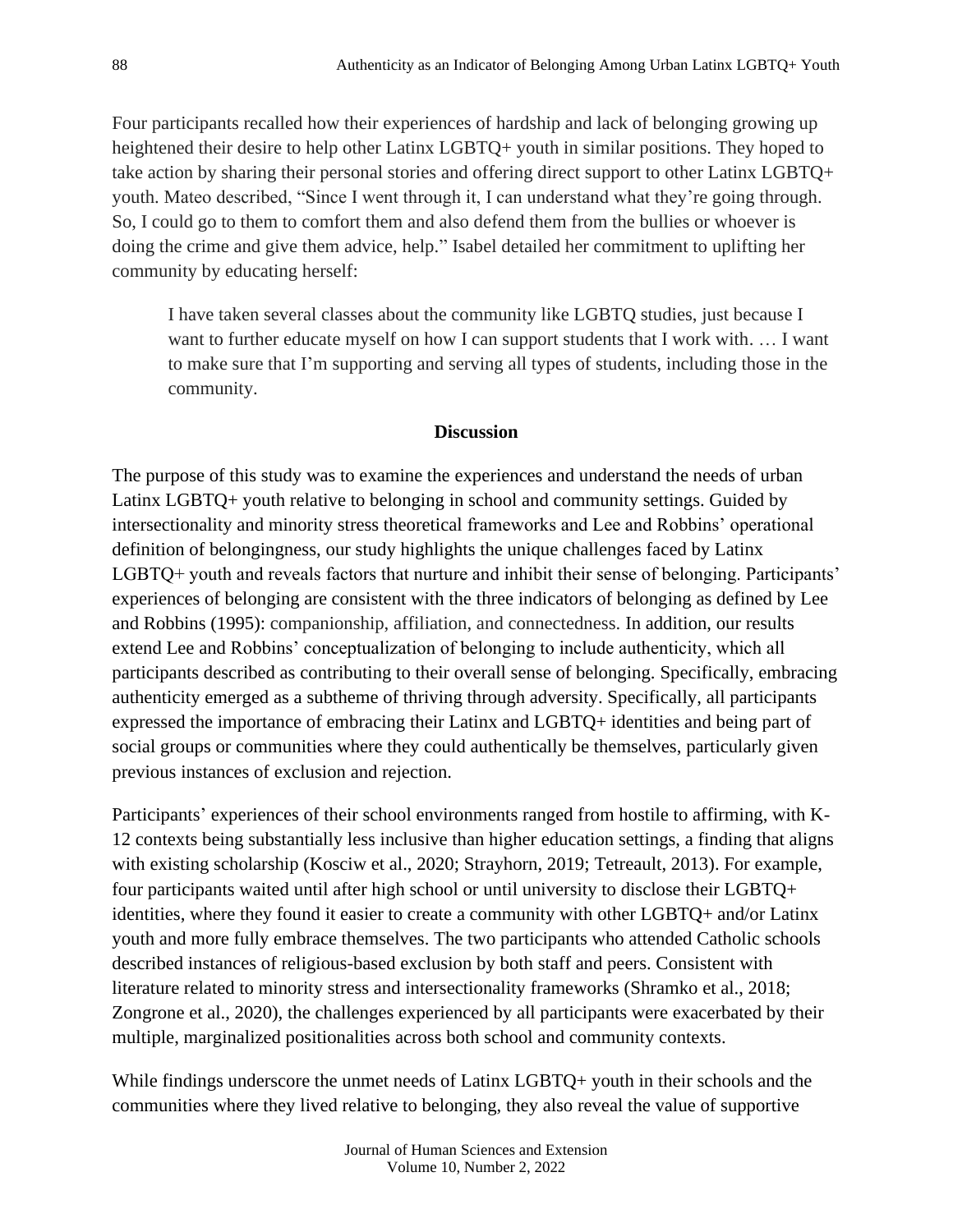Four participants recalled how their experiences of hardship and lack of belonging growing up heightened their desire to help other Latinx LGBTQ+ youth in similar positions. They hoped to take action by sharing their personal stories and offering direct support to other Latinx LGBTQ+ youth. Mateo described, "Since I went through it, I can understand what they're going through. So, I could go to them to comfort them and also defend them from the bullies or whoever is doing the crime and give them advice, help." Isabel detailed her commitment to uplifting her community by educating herself:

> I have taken several classes about the community like LGBTQ studies, just because I want to further educate myself on how I can support students that I work with. … I want to make sure that I'm supporting and serving all types of students, including those in the community.

## Discussion

The purpose of this study was to examine the experiences and understand the needs of urban Latinx LGBTQ+ youth relative to belonging in school and community settings. Guided by intersectionality and minority stress theoretical frameworks and Lee and Robbins' operational definition of belongingness, our study highlights the unique challenges faced by Latinx LGBTQ+ youth and reveals factors that nurture and inhibit their sense of belonging. Participants' experiences of belonging are consistent with the three indicators of belonging as defined by Lee and Robbins (1995): companionship, affiliation, and connectedness. In addition, our results extend Lee and Robbins' conceptualization of belonging to include authenticity, which all participants described as contributing to their overall sense of belonging. Specifically, embracing authenticity emerged as a subtheme of thriving through adversity. Specifically, all participants expressed the importance of embracing their Latinx and LGBTQ+ identities and being part of social groups or communities where they could authentically be themselves, particularly given previous instances of exclusion and rejection.

Participants' experiences of their school environments ranged from hostile to affirming, with K-12 contexts being substantially less inclusive than higher education settings, a finding that aligns with existing scholarship (Kosciw et al., 2020; Strayhorn, 2019; Tetreault, 2013). For example, four participants waited until after high school or until university to disclose their LGBTQ+ identities, where they found it easier to create a community with other LGBTQ+ and/or Latinx youth and more fully embrace themselves. The two participants who attended Catholic schools described instances of religious-based exclusion by both staff and peers. Consistent with literature related to minority stress and intersectionality frameworks (Shramko et al., 2018; Zongrone et al., 2020), the challenges experienced by all participants were exacerbated by their multiple, marginalized positionalities across both school and community contexts.

While findings underscore the unmet needs of Latinx LGBTQ+ youth in their schools and the communities where they lived relative to belonging, they also reveal the value of supportive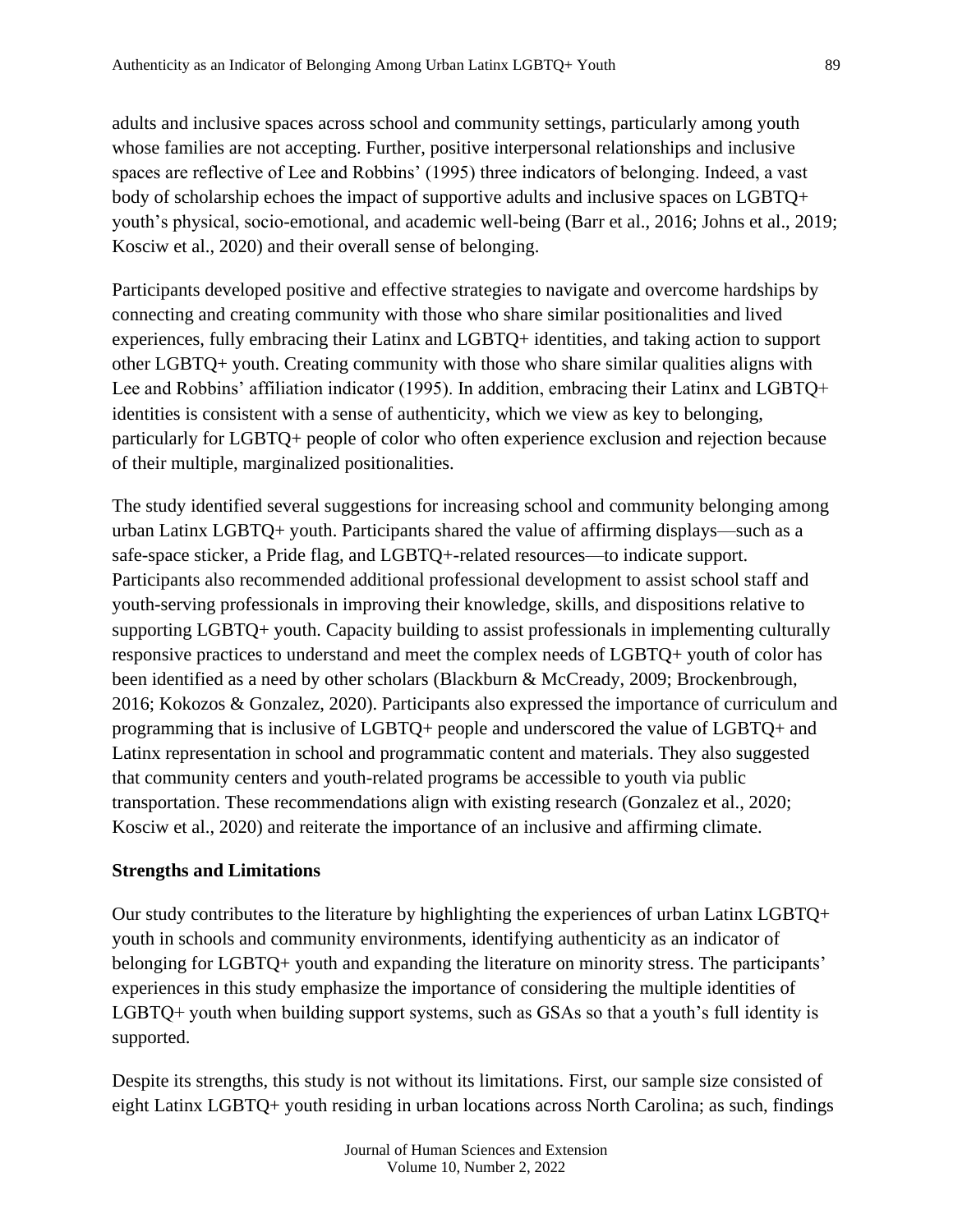adults and inclusive spaces across school and community settings, particularly among youth whose families are not accepting. Further, positive interpersonal relationships and inclusive spaces are reflective of Lee and Robbins' (1995) three indicators of belonging. Indeed, a vast body of scholarship echoes the impact of supportive adults and inclusive spaces on LGBTQ+ youth's physical, socio-emotional, and academic well-being (Barr et al., 2016; Johns et al., 2019; Kosciw et al., 2020) and their overall sense of belonging.

Participants developed positive and effective strategies to navigate and overcome hardships by connecting and creating community with those who share similar positionalities and lived experiences, fully embracing their Latinx and LGBTQ+ identities, and taking action to support other LGBTQ+ youth. Creating community with those who share similar qualities aligns with Lee and Robbins' affiliation indicator (1995). In addition, embracing their Latinx and LGBTQ+ identities is consistent with a sense of authenticity, which we view as key to belonging, particularly for LGBTQ+ people of color who often experience exclusion and rejection because of their multiple, marginalized positionalities.

The study identified several suggestions for increasing school and community belonging among urban Latinx LGBTQ+ youth. Participants shared the value of affirming displays—such as a safe-space sticker, a Pride flag, and LGBTQ+-related resources—to indicate support. Participants also recommended additional professional development to assist school staff and youth-serving professionals in improving their knowledge, skills, and dispositions relative to supporting LGBTQ+ youth. Capacity building to assist professionals in implementing culturally responsive practices to understand and meet the complex needs of LGBTQ+ youth of color has been identified as a need by other scholars (Blackburn & McCready, 2009; Brockenbrough, 2016; Kokozos & Gonzalez, 2020). Participants also expressed the importance of curriculum and programming that is inclusive of LGBTQ+ people and underscored the value of LGBTQ+ and Latinx representation in school and programmatic content and materials. They also suggested that community centers and youth-related programs be accessible to youth via public transportation. These recommendations align with existing research (Gonzalez et al., 2020; Kosciw et al., 2020) and reiterate the importance of an inclusive and affirming climate.

**Strengths and Limitations**

Our study contributes to the literature by highlighting the experiences of urban Latinx LGBTQ+ youth in schools and community environments, identifying authenticity as an indicator of belonging for LGBTQ+ youth and expanding the literature on minority stress. The participants' experiences in this study emphasize the importance of considering the multiple identities of LGBTQ+ youth when building support systems, such as GSAs so that a youth's full identity is supported.

Despite its strengths, this study is not without its limitations. First, our sample size consisted of eight Latinx LGBTQ+ youth residing in urban locations across North Carolina; as such, findings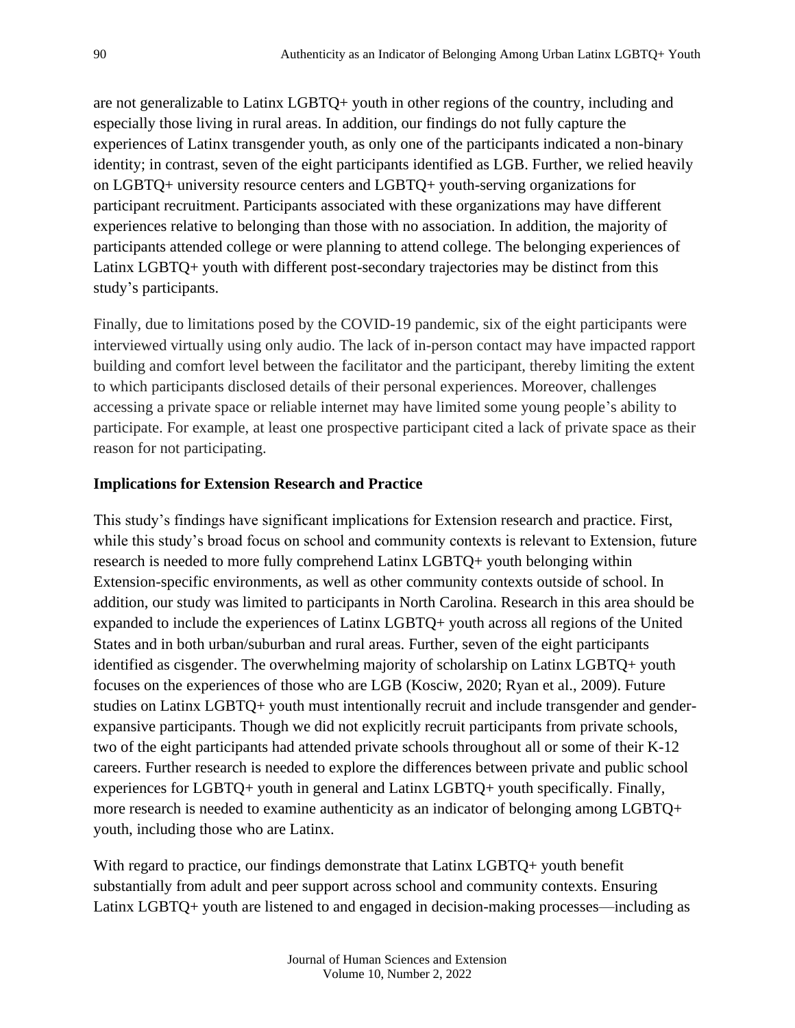are not generalizable to Latinx LGBTQ+ youth in other regions of the country, including and especially those living in rural areas. In addition, our findings do not fully capture the experiences of Latinx transgender youth, as only one of the participants indicated a non-binary identity; in contrast, seven of the eight participants identified as LGB. Further, we relied heavily on LGBTQ+ university resource centers and LGBTQ+ youth-serving organizations for participant recruitment. Participants associated with these organizations may have different experiences relative to belonging than those with no association. In addition, the majority of participants attended college or were planning to attend college. The belonging experiences of Latinx LGBTQ+ youth with different post-secondary trajectories may be distinct from this study's participants.

Finally, due to limitations posed by the COVID-19 pandemic, six of the eight participants were interviewed virtually using only audio. The lack of in-person contact may have impacted rapport building and comfort level between the facilitator and the participant, thereby limiting the extent to which participants disclosed details of their personal experiences. Moreover, challenges accessing a private space or reliable internet may have limited some young people's ability to participate. For example, at least one prospective participant cited a lack of private space as their reason for not participating.

## Implications for Extension Research and Practice

This study's findings have significant implications for Extension research and practice. First, while this study's broad focus on school and community contexts is relevant to Extension, future research is needed to more fully comprehend Latinx LGBTQ+ youth belonging within Extension-specific environments, as well as other community contexts outside of school. In addition, our study was limited to participants in North Carolina. Research in this area should be expanded to include the experiences of Latinx LGBTQ+ youth across all regions of the United States and in both urban/suburban and rural areas. Further, seven of the eight participants identified as cisgender. The overwhelming majority of scholarship on Latinx LGBTQ+ youth focuses on the experiences of those who are LGB (Kosciw, 2020; Ryan et al., 2009). Future studies on Latinx LGBTQ+ youth must intentionally recruit and include transgender and gender-expansive participants. Though we did not explicitly recruit participants from private schools, two of the eight participants had attended private schools throughout all or some of their K-12 careers. Further research is needed to explore the differences between private and public school experiences for LGBTQ+ youth in general and Latinx LGBTQ+ youth specifically. Finally, more research is needed to examine authenticity as an indicator of belonging among LGBTQ+ youth, including those who are Latinx.

With regard to practice, our findings demonstrate that Latinx LGBTQ+ youth benefit substantially from adult and peer support across school and community contexts. Ensuring Latinx LGBTQ+ youth are listened to and engaged in decision-making processes—including as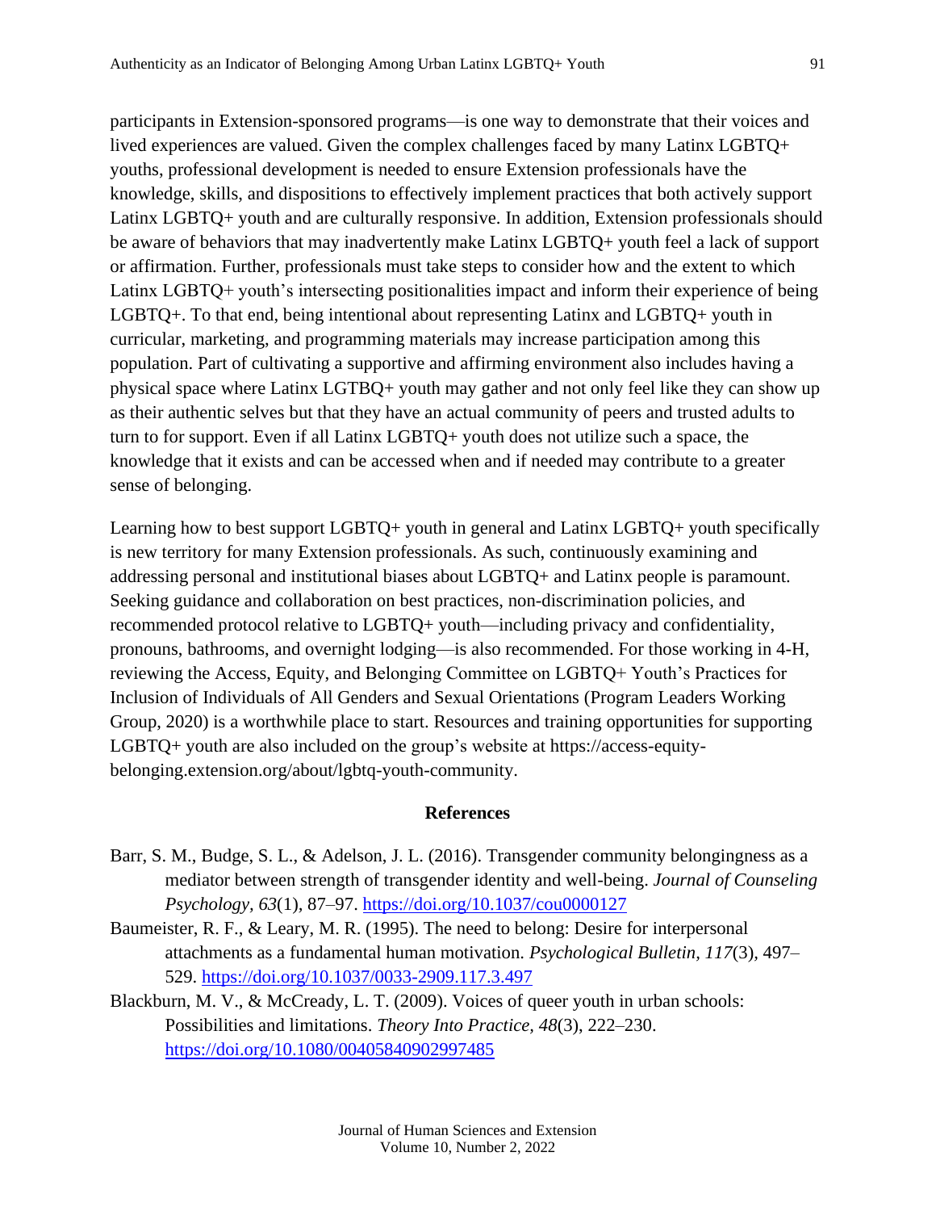participants in Extension-sponsored programs—is one way to demonstrate that their voices and lived experiences are valued. Given the complex challenges faced by many Latinx LGBTQ+ youths, professional development is needed to ensure Extension professionals have the knowledge, skills, and dispositions to effectively implement practices that both actively support Latinx LGBTQ+ youth and are culturally responsive. In addition, Extension professionals should be aware of behaviors that may inadvertently make Latinx LGBTQ+ youth feel a lack of support or affirmation. Further, professionals must take steps to consider how and the extent to which Latinx LGBTQ+ youth's intersecting positionalities impact and inform their experience of being LGBTQ+. To that end, being intentional about representing Latinx and LGBTQ+ youth in curricular, marketing, and programming materials may increase participation among this population. Part of cultivating a supportive and affirming environment also includes having a physical space where Latinx LGTBQ+ youth may gather and not only feel like they can show up as their authentic selves but that they have an actual community of peers and trusted adults to turn to for support. Even if all Latinx LGBTQ+ youth does not utilize such a space, the knowledge that it exists and can be accessed when and if needed may contribute to a greater sense of belonging.

Learning how to best support LGBTQ+ youth in general and Latinx LGBTQ+ youth specifically is new territory for many Extension professionals. As such, continuously examining and addressing personal and institutional biases about LGBTQ+ and Latinx people is paramount. Seeking guidance and collaboration on best practices, non-discrimination policies, and recommended protocol relative to LGBTQ+ youth—including privacy and confidentiality, pronouns, bathrooms, and overnight lodging—is also recommended. For those working in 4-H, reviewing the Access, Equity, and Belonging Committee on LGBTQ+ Youth's Practices for Inclusion of Individuals of All Genders and Sexual Orientations (Program Leaders Working Group, 2020) is a worthwhile place to start. Resources and training opportunities for supporting LGBTQ+ youth are also included on the group's website at https://access-equity-belonging.extension.org/about/lgbtq-youth-community.

## References

Barr, S. M., Budge, S. L., & Adelson, J. L. (2016). Transgender community belongingness as a mediator between strength of transgender identity and well-being. *Journal of Counseling Psychology, 63*(1), 87–97. https://doi.org/10.1037/cou0000127

Baumeister, R. F., & Leary, M. R. (1995). The need to belong: Desire for interpersonal attachments as a fundamental human motivation. *Psychological Bulletin, 117*(3), 497–529. https://doi.org/10.1037/0033-2909.117.3.497

Blackburn, M. V., & McCready, L. T. (2009). Voices of queer youth in urban schools: Possibilities and limitations. *Theory Into Practice, 48*(3), 222–230. https://doi.org/10.1080/00405840902997485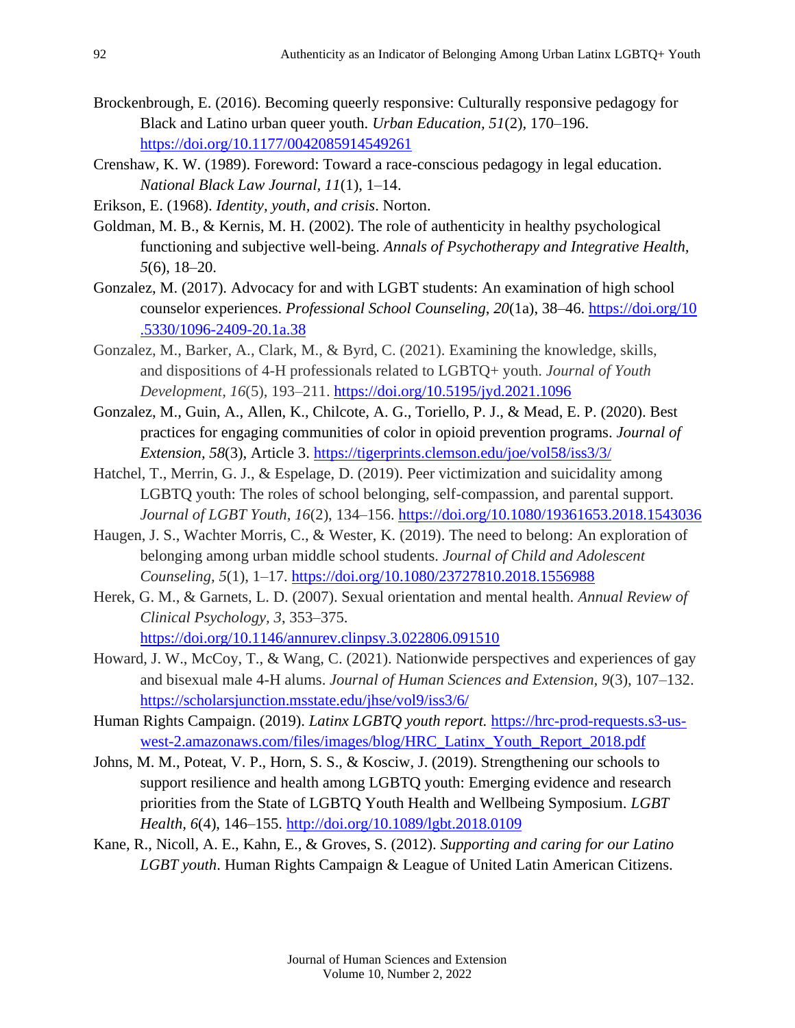Brockenbrough, E. (2016). Becoming queerly responsive: Culturally responsive pedagogy for Black and Latino urban queer youth. *Urban Education, 51*(2), 170–196. https://doi.org/10.1177/0042085914549261

Crenshaw, K. W. (1989). Foreword: Toward a race-conscious pedagogy in legal education. *National Black Law Journal, 11*(1), 1–14.

Erikson, E. (1968). *Identity, youth, and crisis*. Norton.

Goldman, M. B., & Kernis, M. H. (2002). The role of authenticity in healthy psychological functioning and subjective well-being. *Annals of Psychotherapy and Integrative Health, 5*(6), 18–20.

Gonzalez, M. (2017). Advocacy for and with LGBT students: An examination of high school counselor experiences. *Professional School Counseling*, *20*(1a), 38–46. https://doi.org/10.5330/1096-2409-20.1a.38

Gonzalez, M., Barker, A., Clark, M., & Byrd, C. (2021). Examining the knowledge, skills, and dispositions of 4-H professionals related to LGBTQ+ youth. *Journal of Youth Development, 16*(5), 193–211. https://doi.org/10.5195/jyd.2021.1096

Gonzalez, M., Guin, A., Allen, K., Chilcote, A. G., Toriello, P. J., & Mead, E. P. (2020). Best practices for engaging communities of color in opioid prevention programs. *Journal of Extension*, *58*(3), Article 3. https://tigerprints.clemson.edu/joe/vol58/iss3/3/

Hatchel, T., Merrin, G. J., & Espelage, D. (2019). Peer victimization and suicidality among LGBTQ youth: The roles of school belonging, self-compassion, and parental support. *Journal of LGBT Youth*, *16*(2), 134–156. https://doi.org/10.1080/19361653.2018.1543036

Haugen, J. S., Wachter Morris, C., & Wester, K. (2019). The need to belong: An exploration of belonging among urban middle school students. *Journal of Child and Adolescent Counseling, 5*(1), 1–17. https://doi.org/10.1080/23727810.2018.1556988

Herek, G. M., & Garnets, L. D. (2007). Sexual orientation and mental health. *Annual Review of Clinical Psychology*, *3*, 353–375. https://doi.org/10.1146/annurev.clinpsy.3.022806.091510

Howard, J. W., McCoy, T., & Wang, C. (2021). Nationwide perspectives and experiences of gay and bisexual male 4-H alums. *Journal of Human Sciences and Extension, 9*(3), 107–132. https://scholarsjunction.msstate.edu/jhse/vol9/iss3/6/

Human Rights Campaign. (2019). *Latinx LGBTQ youth report.* https://hrc-prod-requests.s3-us-west-2.amazonaws.com/files/images/blog/HRC_Latinx_Youth_Report_2018.pdf

Johns, M. M., Poteat, V. P., Horn, S. S., & Kosciw, J. (2019). Strengthening our schools to support resilience and health among LGBTQ youth: Emerging evidence and research priorities from the State of LGBTQ Youth Health and Wellbeing Symposium. *LGBT Health, 6*(4), 146–155. http://doi.org/10.1089/lgbt.2018.0109

Kane, R., Nicoll, A. E., Kahn, E., & Groves, S. (2012). *Supporting and caring for our Latino LGBT youth*. Human Rights Campaign & League of United Latin American Citizens.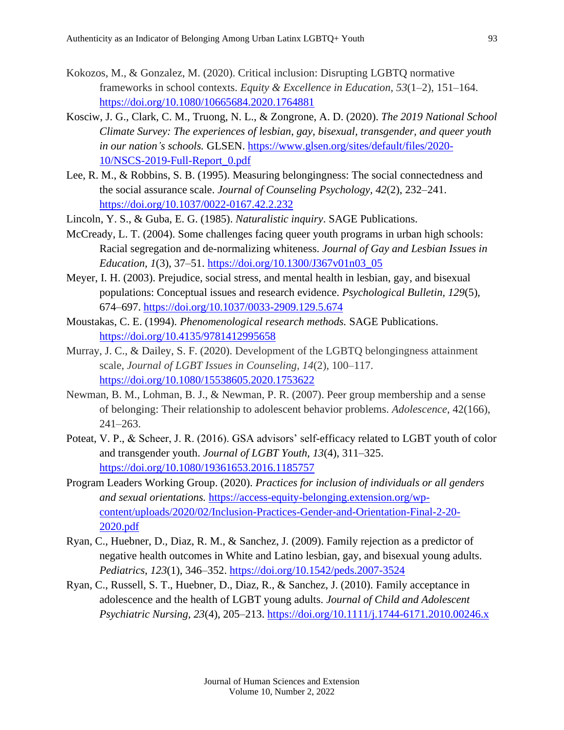Kokozos, M., & Gonzalez, M. (2020). Critical inclusion: Disrupting LGBTQ normative frameworks in school contexts. *Equity & Excellence in Education, 53*(1–2), 151–164. https://doi.org/10.1080/10665684.2020.1764881

Kosciw, J. G., Clark, C. M., Truong, N. L., & Zongrone, A. D. (2020). *The 2019 National School Climate Survey: The experiences of lesbian, gay, bisexual, transgender, and queer youth in our nation's schools.* GLSEN. https://www.glsen.org/sites/default/files/2020-10/NSCS-2019-Full-Report_0.pdf

Lee, R. M., & Robbins, S. B. (1995). Measuring belongingness: The social connectedness and the social assurance scale. *Journal of Counseling Psychology, 42*(2), 232–241. https://doi.org/10.1037/0022-0167.42.2.232

Lincoln, Y. S., & Guba, E. G. (1985). *Naturalistic inquiry*. SAGE Publications.

McCready, L. T. (2004). Some challenges facing queer youth programs in urban high schools: Racial segregation and de-normalizing whiteness. *Journal of Gay and Lesbian Issues in Education, 1*(3), 37–51. https://doi.org/10.1300/J367v01n03_05

Meyer, I. H. (2003). Prejudice, social stress, and mental health in lesbian, gay, and bisexual populations: Conceptual issues and research evidence. *Psychological Bulletin, 129*(5), 674–697. https://doi.org/10.1037/0033-2909.129.5.674

Moustakas, C. E. (1994). *Phenomenological research methods.* SAGE Publications. https://doi.org/10.4135/9781412995658

Murray, J. C., & Dailey, S. F. (2020). Development of the LGBTQ belongingness attainment scale, *Journal of LGBT Issues in Counseling*, *14*(2), 100–117. https://doi.org/10.1080/15538605.2020.1753622

Newman, B. M., Lohman, B. J., & Newman, P. R. (2007). Peer group membership and a sense of belonging: Their relationship to adolescent behavior problems. *Adolescence*, 42(166), 241–263.

Poteat, V. P., & Scheer, J. R. (2016). GSA advisors' self-efficacy related to LGBT youth of color and transgender youth. *Journal of LGBT Youth, 13*(4), 311–325. https://doi.org/10.1080/19361653.2016.1185757

Program Leaders Working Group. (2020). *Practices for inclusion of individuals or all genders and sexual orientations.* https://access-equity-belonging.extension.org/wp-content/uploads/2020/02/Inclusion-Practices-Gender-and-Orientation-Final-2-20-2020.pdf

Ryan, C., Huebner, D., Diaz, R. M., & Sanchez, J. (2009). Family rejection as a predictor of negative health outcomes in White and Latino lesbian, gay, and bisexual young adults. *Pediatrics, 123*(1), 346–352. https://doi.org/10.1542/peds.2007-3524

Ryan, C., Russell, S. T., Huebner, D., Diaz, R., & Sanchez, J. (2010). Family acceptance in adolescence and the health of LGBT young adults. *Journal of Child and Adolescent Psychiatric Nursing, 23*(4), 205–213. https://doi.org/10.1111/j.1744-6171.2010.00246.x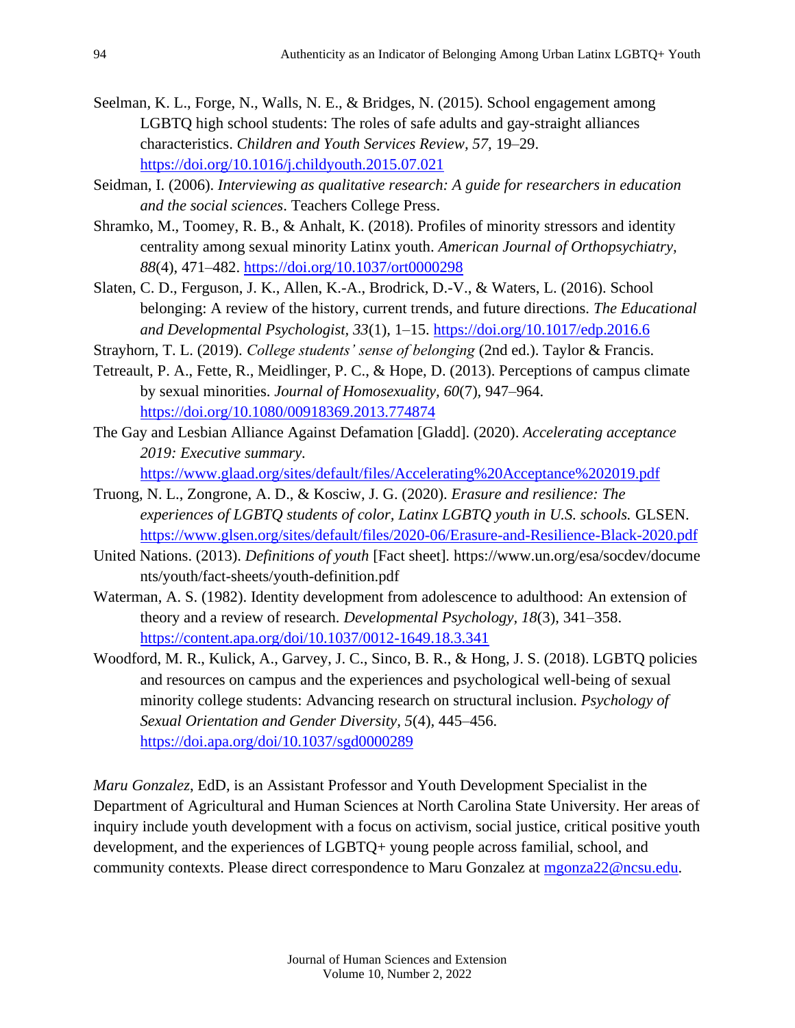Seelman, K. L., Forge, N., Walls, N. E., & Bridges, N. (2015). School engagement among LGBTQ high school students: The roles of safe adults and gay-straight alliances characteristics. *Children and Youth Services Review*, *57*, 19–29. https://doi.org/10.1016/j.childyouth.2015.07.021

Seidman, I. (2006). *Interviewing as qualitative research: A guide for researchers in education and the social sciences*. Teachers College Press.

Shramko, M., Toomey, R. B., & Anhalt, K. (2018). Profiles of minority stressors and identity centrality among sexual minority Latinx youth. *American Journal of Orthopsychiatry*, *88*(4), 471–482. https://doi.org/10.1037/ort0000298

Slaten, C. D., Ferguson, J. K., Allen, K.-A., Brodrick, D.-V., & Waters, L. (2016). School belonging: A review of the history, current trends, and future directions. *The Educational and Developmental Psychologist*, *33*(1), 1–15. https://doi.org/10.1017/edp.2016.6

Strayhorn, T. L. (2019). *College students' sense of belonging* (2nd ed.). Taylor & Francis.

Tetreault, P. A., Fette, R., Meidlinger, P. C., & Hope, D. (2013). Perceptions of campus climate by sexual minorities. *Journal of Homosexuality*, *60*(7), 947–964. https://doi.org/10.1080/00918369.2013.774874

The Gay and Lesbian Alliance Against Defamation [Gladd]. (2020). *Accelerating acceptance 2019: Executive summary*. https://www.glaad.org/sites/default/files/Accelerating%20Acceptance%202019.pdf

Truong, N. L., Zongrone, A. D., & Kosciw, J. G. (2020). *Erasure and resilience: The experiences of LGBTQ students of color, Latinx LGBTQ youth in U.S. schools.* GLSEN. https://www.glsen.org/sites/default/files/2020-06/Erasure-and-Resilience-Black-2020.pdf

United Nations. (2013). *Definitions of youth* [Fact sheet]. https://www.un.org/esa/socdev/documents/youth/fact-sheets/youth-definition.pdf

Waterman, A. S. (1982). Identity development from adolescence to adulthood: An extension of theory and a review of research. *Developmental Psychology*, *18*(3), 341–358. https://content.apa.org/doi/10.1037/0012-1649.18.3.341

Woodford, M. R., Kulick, A., Garvey, J. C., Sinco, B. R., & Hong, J. S. (2018). LGBTQ policies and resources on campus and the experiences and psychological well-being of sexual minority college students: Advancing research on structural inclusion. *Psychology of Sexual Orientation and Gender Diversity*, *5*(4), 445–456. https://doi.apa.org/doi/10.1037/sgd0000289

*Maru Gonzalez*, EdD, is an Assistant Professor and Youth Development Specialist in the Department of Agricultural and Human Sciences at North Carolina State University. Her areas of inquiry include youth development with a focus on activism, social justice, critical positive youth development, and the experiences of LGBTQ+ young people across familial, school, and community contexts. Please direct correspondence to Maru Gonzalez at mgonza22@ncsu.edu.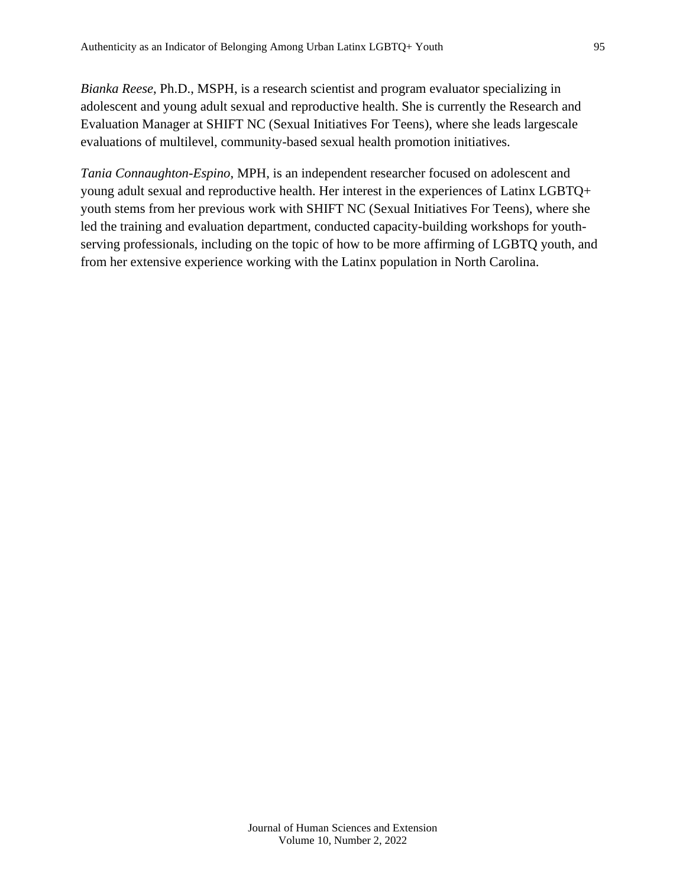*Bianka Reese*, Ph.D., MSPH, is a research scientist and program evaluator specializing in adolescent and young adult sexual and reproductive health. She is currently the Research and Evaluation Manager at SHIFT NC (Sexual Initiatives For Teens), where she leads largescale evaluations of multilevel, community-based sexual health promotion initiatives.

*Tania Connaughton-Espino*, MPH, is an independent researcher focused on adolescent and young adult sexual and reproductive health. Her interest in the experiences of Latinx LGBTQ+ youth stems from her previous work with SHIFT NC (Sexual Initiatives For Teens), where she led the training and evaluation department, conducted capacity-building workshops for youth-serving professionals, including on the topic of how to be more affirming of LGBTQ youth, and from her extensive experience working with the Latinx population in North Carolina.